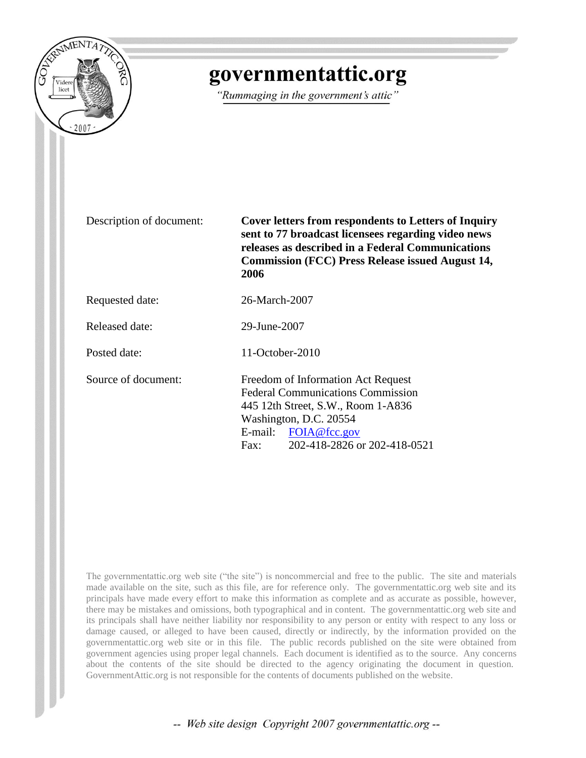# governmentattic.org

*"Rummaging in the government's attic"*

| | |
|---|---|
| Description of document: | **Cover letters from respondents to Letters of Inquiry sent to 77 broadcast licensees regarding video news releases as described in a Federal Communications Commission (FCC) Press Release issued August 14, 2006** |
| Requested date: | 26-March-2007 |
| Released date: | 29-June-2007 |
| Posted date: | 11-October-2010 |
| Source of document: | Freedom of Information Act Request<br>Federal Communications Commission<br>445 12th Street, S.W., Room 1-A836<br>Washington, D.C. 20554<br>E-mail: FOIA@fcc.gov<br>Fax: 202-418-2826 or 202-418-0521 |

The governmentattic.org web site ("the site") is noncommercial and free to the public. The site and materials made available on the site, such as this file, are for reference only. The governmentattic.org web site and its principals have made every effort to make this information as complete and as accurate as possible, however, there may be mistakes and omissions, both typographical and in content. The governmentattic.org web site and its principals shall have neither liability nor responsibility to any person or entity with respect to any loss or damage caused, or alleged to have been caused, directly or indirectly, by the information provided on the governmentattic.org web site or in this file. The public records published on the site were obtained from government agencies using proper legal channels. Each document is identified as to the source. Any concerns about the contents of the site should be directed to the agency originating the document in question. GovernmentAttic.org is not responsible for the contents of documents published on the website.

*-- Web site design Copyright 2007 governmentattic.org --*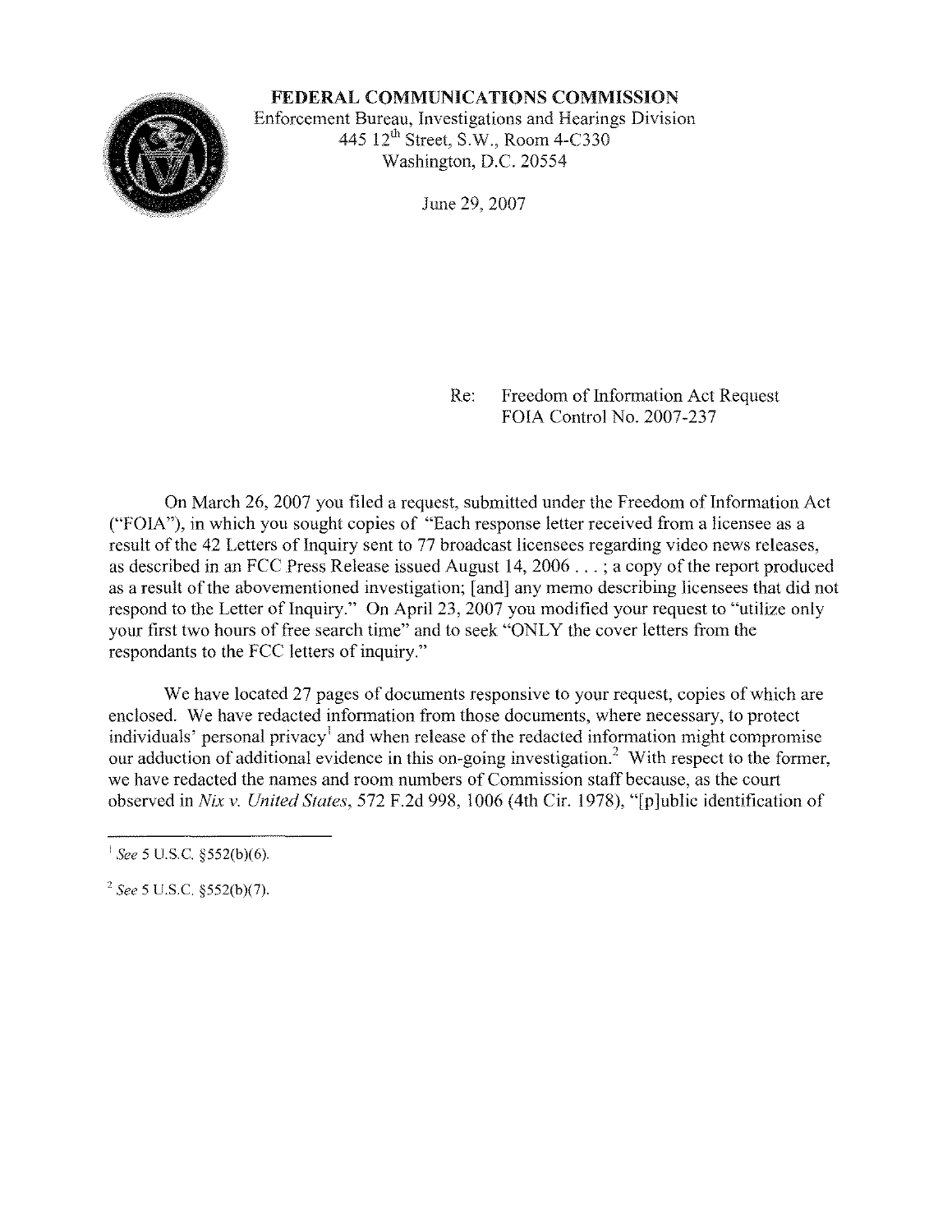**FEDERAL COMMUNICATIONS COMMISSION**
Enforcement Bureau, Investigations and Hearings Division
445 12th Street, S.W., Room 4-C330
Washington, D.C. 20554

June 29, 2007

Re: Freedom of Information Act Request
FOIA Control No. 2007-237

On March 26, 2007 you filed a request, submitted under the Freedom of Information Act ("FOIA"), in which you sought copies of "Each response letter received from a licensee as a result of the 42 Letters of Inquiry sent to 77 broadcast licensees regarding video news releases, as described in an FCC Press Release issued August 14, 2006 . . . ; a copy of the report produced as a result of the abovementioned investigation; [and] any memo describing licensees that did not respond to the Letter of Inquiry." On April 23, 2007 you modified your request to "utilize only your first two hours of free search time" and to seek "ONLY the cover letters from the respondants to the FCC letters of inquiry."

We have located 27 pages of documents responsive to your request, copies of which are enclosed. We have redacted information from those documents, where necessary, to protect individuals' personal privacy[1] and when release of the redacted information might compromise our adduction of additional evidence in this on-going investigation.[2] With respect to the former, we have redacted the names and room numbers of Commission staff because, as the court observed in *Nix v. United States*, 572 F.2d 998, 1006 (4th Cir. 1978), "[p]ublic identification of

---

[1] *See* 5 U.S.C. §552(b)(6).

[2] *See* 5 U.S.C. §552(b)(7).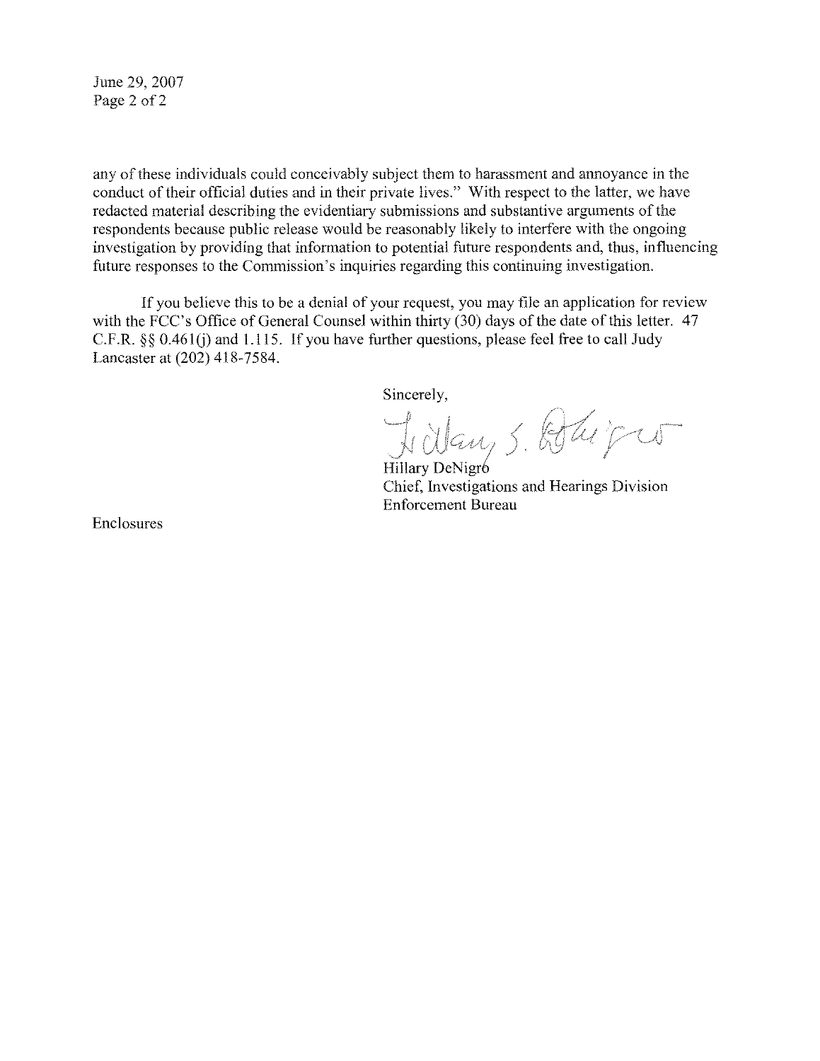any of these individuals could conceivably subject them to harassment and annoyance in the conduct of their official duties and in their private lives." With respect to the latter, we have redacted material describing the evidentiary submissions and substantive arguments of the respondents because public release would be reasonably likely to interfere with the ongoing investigation by providing that information to potential future respondents and, thus, influencing future responses to the Commission's inquiries regarding this continuing investigation.

If you believe this to be a denial of your request, you may file an application for review with the FCC's Office of General Counsel within thirty (30) days of the date of this letter. 47 C.F.R. §§ 0.461(j) and 1.115. If you have further questions, please feel free to call Judy Lancaster at (202) 418-7584.

Sincerely,

Hillary DeNigro
Chief, Investigations and Hearings Division
Enforcement Bureau

Enclosures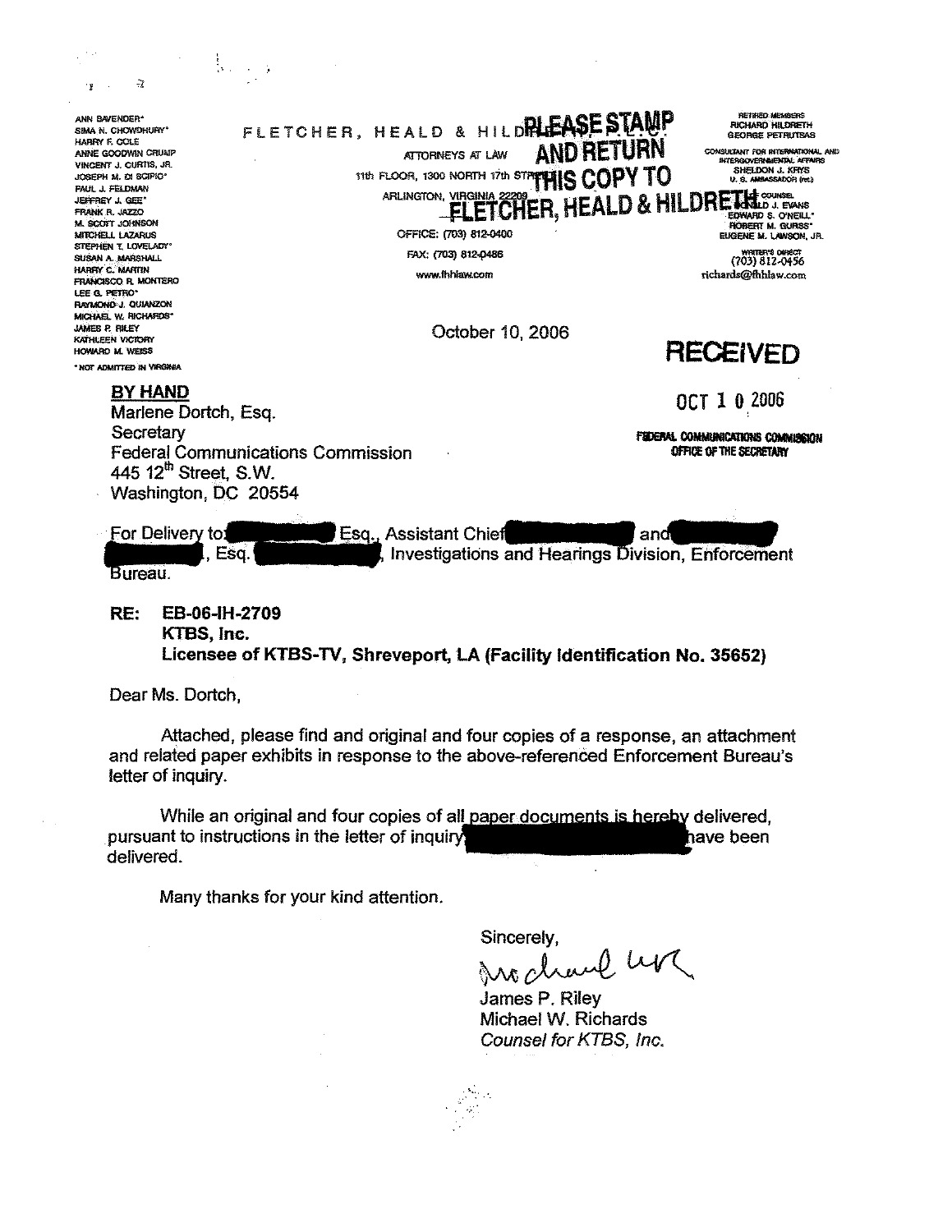ANN BAVENDER*
SIMA N. CHOWDHURY*
HARRY F. COLE
ANNE GOODWIN CRUMP
VINCENT J. CURTIS, JR.
JOSEPH M. DI SCIPIO*
PAUL J. FELDMAN
JEFFREY J. GEE*
FRANK R. JAZZO
M. SCOTT JOHNSON
MITCHELL LAZARUS
STEPHEN T. LOVELADY*
SUSAN A. MARSHALL
HARRY C. MARTIN
FRANCISCO R. MONTERO
LEE G. PETRO*
RAYMOND J. QUIANZON
MICHAEL W. RICHARDS*
JAMES P. RILEY
KATHLEEN VICTORY
HOWARD M. WEISS

*NOT ADMITTED IN VIRGINIA

FLETCHER, HEALD & HILDRETH, P.L.C.
ATTORNEYS AT LAW
11th FLOOR, 1300 NORTH 17th STREET
ARLINGTON, VIRGINIA 22209
OFFICE: (703) 812-0400
FAX: (703) 812-0486
www.fhhlaw.com

PLEASE STAMP AND RETURN THIS COPY TO FLETCHER, HEALD & HILDRETH

RETIRED MEMBERS
RICHARD HILDRETH
GEORGE PETRUTSAS

CONSULTANT FOR INTERNATIONAL AND INTERGOVERNMENTAL AFFAIRS
SHELDON J. KRYS
U. S. AMBASSADOR (ret.)

OF COUNSEL
DONALD J. EVANS
EDWARD S. O'NEILL*
ROBERT M. GURSS*
EUGENE M. LAWSON, JR.

WRITER'S DIRECT
(703) 812-0456
richards@fhhlaw.com

October 10, 2006

**RECEIVED**

OCT 10 2006

FEDERAL COMMUNICATIONS COMMISSION
OFFICE OF THE SECRETARY

**BY HAND**
Marlene Dortch, Esq.
Secretary
Federal Communications Commission
445 12th Street, S.W.
Washington, DC 20554

For Delivery to [REDACTED] Esq., Assistant Chief [REDACTED] and [REDACTED], Esq. [REDACTED], Investigations and Hearings Division, Enforcement Bureau.

**RE: EB-06-IH-2709**
**KTBS, Inc.**
**Licensee of KTBS-TV, Shreveport, LA (Facility Identification No. 35652)**

Dear Ms. Dortch,

Attached, please find and original and four copies of a response, an attachment and related paper exhibits in response to the above-referenced Enforcement Bureau's letter of inquiry.

While an original and four copies of all paper documents is hereby delivered, pursuant to instructions in the letter of inquiry [REDACTED] have been delivered.

Many thanks for your kind attention.

Sincerely,

James P. Riley
Michael W. Richards
*Counsel for KTBS, Inc.*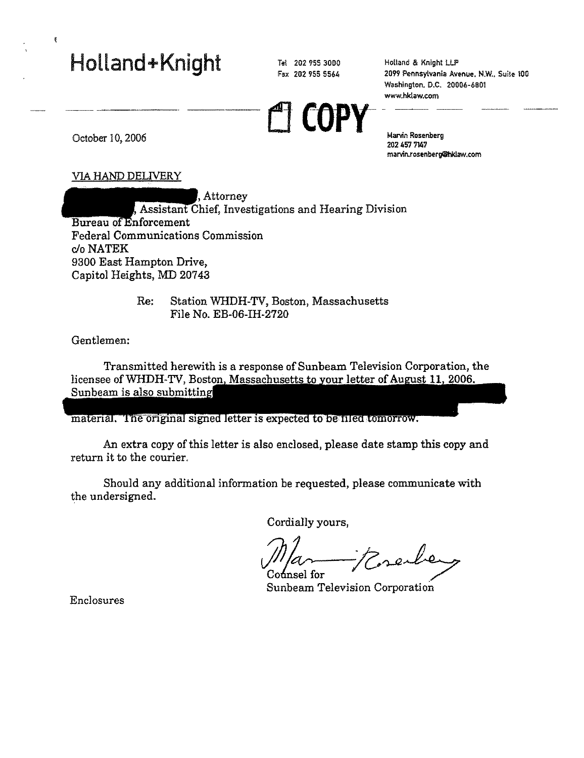# Holland+Knight

Tel 202 955 3000
Fax 202 955 5564

Holland & Knight LLP
2099 Pennsylvania Avenue, N.W., Suite 100
Washington, D.C. 20006-6801
www.hklaw.com

COPY

October 10, 2006

Marvin Rosenberg
202 457 7147
marvin.rosenberg@hklaw.com

VIA HAND DELIVERY

[REDACTED], Attorney
[REDACTED], Assistant Chief, Investigations and Hearing Division
Bureau of Enforcement
Federal Communications Commission
c/o NATEK
9300 East Hampton Drive,
Capitol Heights, MD 20743

Re: Station WHDH-TV, Boston, Massachusetts
File No. EB-06-IH-2720

Gentlemen:

Transmitted herewith is a response of Sunbeam Television Corporation, the licensee of WHDH-TV, Boston, Massachusetts to your letter of August 11, 2006. Sunbeam is also submitting [REDACTED] material. The original signed letter is expected to be filed tomorrow.

An extra copy of this letter is also enclosed, please date stamp this copy and return it to the courier.

Should any additional information be requested, please communicate with the undersigned.

Cordially yours,

Marvin Rosenberg
Counsel for
Sunbeam Television Corporation

Enclosures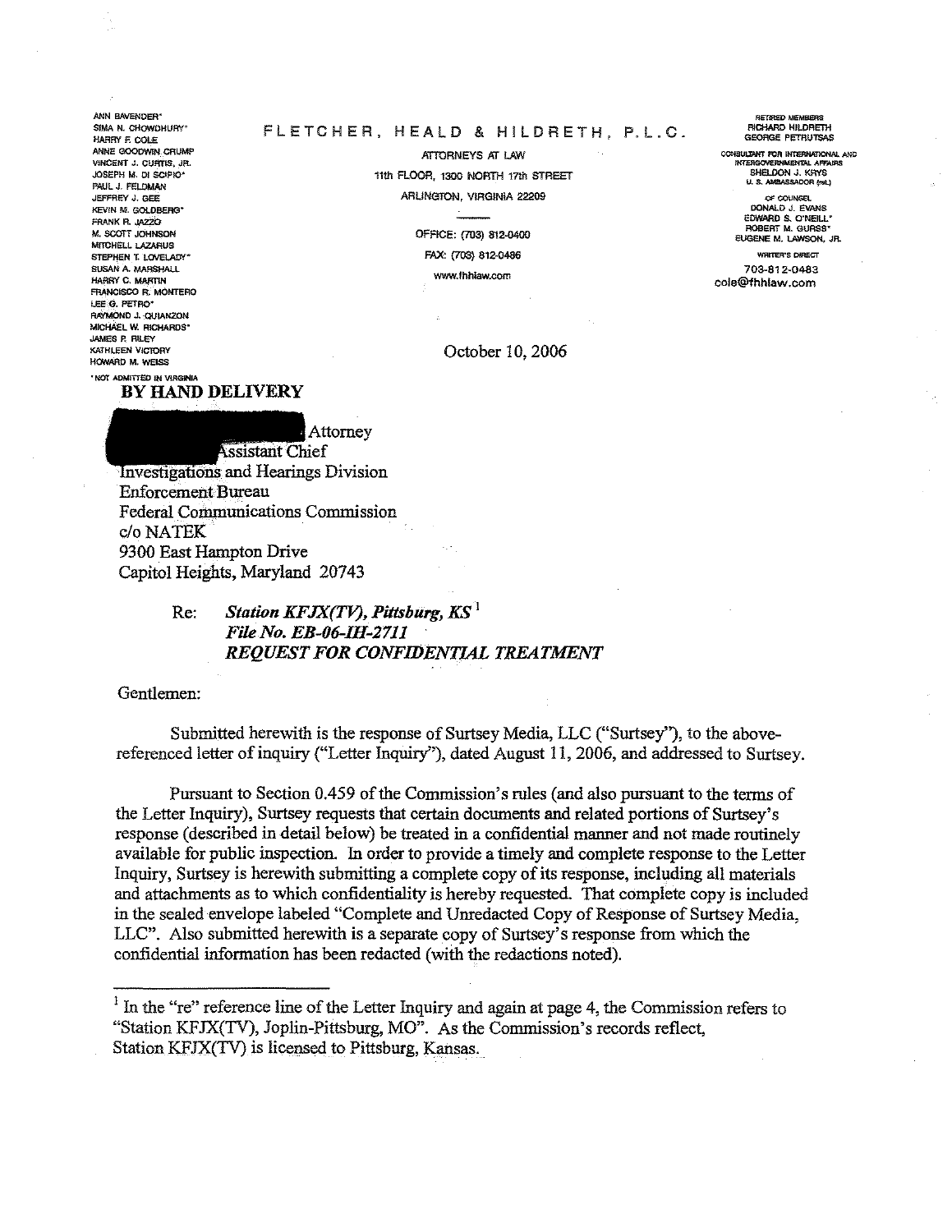ANN BAVENDER*
SIMA N. CHOWDHURY*
HARRY F. COLE
ANNE GOODWIN CRUMP
VINCENT J. CURTIS, JR.
JOSEPH M. DI SCIPIO*
PAUL J. FELDMAN
JEFFREY J. GEE
KEVIN M. GOLDBERG*
FRANK R. JAZZO
M. SCOTT JOHNSON
MITCHELL LAZARUS
STEPHEN T. LOVELADY*
SUSAN A. MARSHALL
HARRY C. MARTIN
FRANCISCO R. MONTERO
LEE G. PETRO*
RAYMOND J. QUIANZON
MICHAEL W. RICHARDS*
JAMES P. RILEY
KATHLEEN VICTORY
HOWARD M. WEISS

*NOT ADMITTED IN VIRGINIA

# FLETCHER, HEALD & HILDRETH, P.L.C.

ATTORNEYS AT LAW
11th FLOOR, 1300 NORTH 17th STREET
ARLINGTON, VIRGINIA 22209

OFFICE: (703) 812-0400
FAX: (703) 812-0486
www.fhhlaw.com

RETIRED MEMBERS
RICHARD HILDRETH
GEORGE PETRUTSAS

CONSULTANT FOR INTERNATIONAL AND INTERGOVERNMENTAL AFFAIRS
SHELDON J. KRYS
U. S. AMBASSADOR (ret.)

OF COUNSEL
DONALD J. EVANS
EDWARD S. O'NEILL*
ROBERT M. GURSS*
EUGENE M. LAWSON, JR.

WRITER'S DIRECT
703-812-0483
cole@fhhlaw.com

October 10, 2006

**BY HAND DELIVERY**

[REDACTED] Attorney
Assistant Chief
Investigations and Hearings Division
Enforcement Bureau
Federal Communications Commission
c/o NATEK
9300 East Hampton Drive
Capitol Heights, Maryland 20743

Re: ***Station KFJX(TV), Pittsburg, KS*** [1]
***File No. EB-06-IH-2711***
***REQUEST FOR CONFIDENTIAL TREATMENT***

Gentlemen:

Submitted herewith is the response of Surtsey Media, LLC ("Surtsey"), to the above-referenced letter of inquiry ("Letter Inquiry"), dated August 11, 2006, and addressed to Surtsey.

Pursuant to Section 0.459 of the Commission's rules (and also pursuant to the terms of the Letter Inquiry), Surtsey requests that certain documents and related portions of Surtsey's response (described in detail below) be treated in a confidential manner and not made routinely available for public inspection. In order to provide a timely and complete response to the Letter Inquiry, Surtsey is herewith submitting a complete copy of its response, including all materials and attachments as to which confidentiality is hereby requested. That complete copy is included in the sealed envelope labeled "Complete and Unredacted Copy of Response of Surtsey Media, LLC". Also submitted herewith is a separate copy of Surtsey's response from which the confidential information has been redacted (with the redactions noted).

---

[1] In the "re" reference line of the Letter Inquiry and again at page 4, the Commission refers to "Station KFJX(TV), Joplin-Pittsburg, MO". As the Commission's records reflect, Station KFJX(TV) is licensed to Pittsburg, Kansas.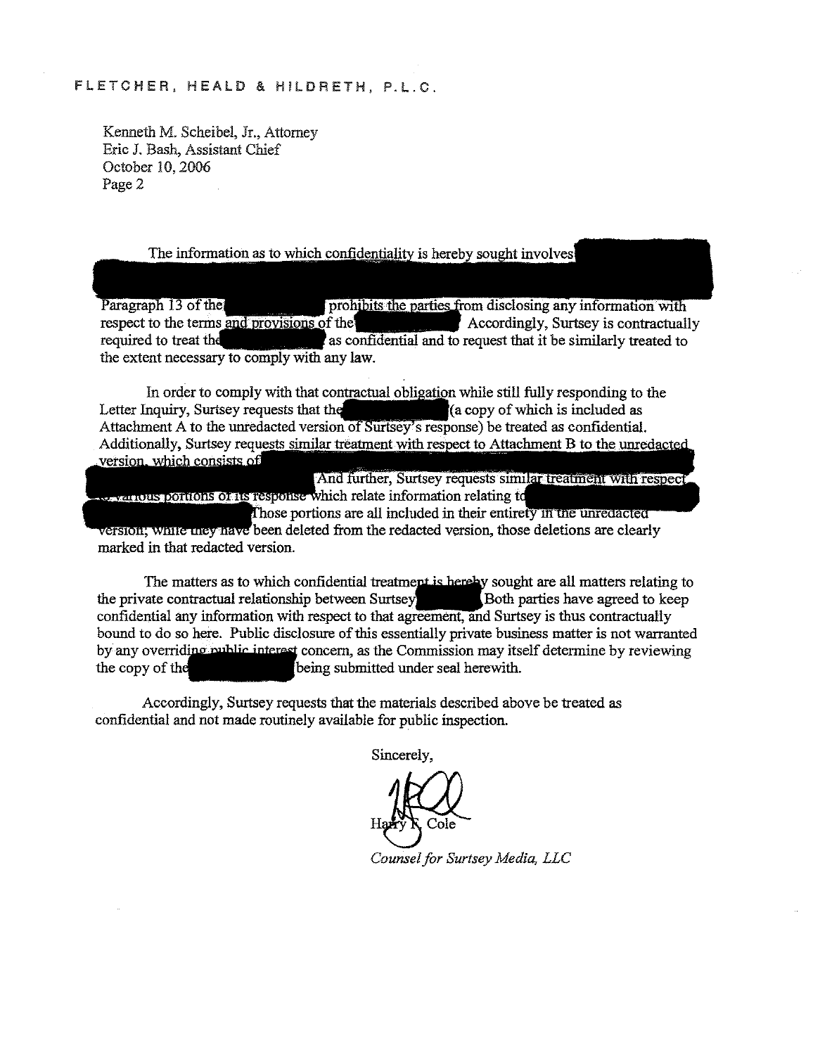FLETCHER, HEALD & HILDRETH, P.L.C.

Kenneth M. Scheibel, Jr., Attorney
Eric J. Bash, Assistant Chief
October 10, 2006
Page 2

The information as to which confidentiality is hereby sought involves [REDACTED] Paragraph 13 of the [REDACTED] prohibits the parties from disclosing any information with respect to the terms and provisions of the [REDACTED] Accordingly, Surtsey is contractually required to treat the [REDACTED] as confidential and to request that it be similarly treated to the extent necessary to comply with any law.

In order to comply with that contractual obligation while still fully responding to the Letter Inquiry, Surtsey requests that the [REDACTED] (a copy of which is included as Attachment A to the unredacted version of Surtsey's response) be treated as confidential. Additionally, Surtsey requests similar treatment with respect to Attachment B to the unredacted version, which consists of [REDACTED] And further, Surtsey requests similar treatment with respect to various portions of its response which relate information relating to [REDACTED] Those portions are all included in their entirety in the unredacted version; while they have been deleted from the redacted version, those deletions are clearly marked in that redacted version.

The matters as to which confidential treatment is hereby sought are all matters relating to the private contractual relationship between Surtsey [REDACTED] Both parties have agreed to keep confidential any information with respect to that agreement, and Surtsey is thus contractually bound to do so here. Public disclosure of this essentially private business matter is not warranted by any overriding public interest concern, as the Commission may itself determine by reviewing the copy of the [REDACTED] being submitted under seal herewith.

Accordingly, Surtsey requests that the materials described above be treated as confidential and not made routinely available for public inspection.

Sincerely,

Harry F. Cole

*Counsel for Surtsey Media, LLC*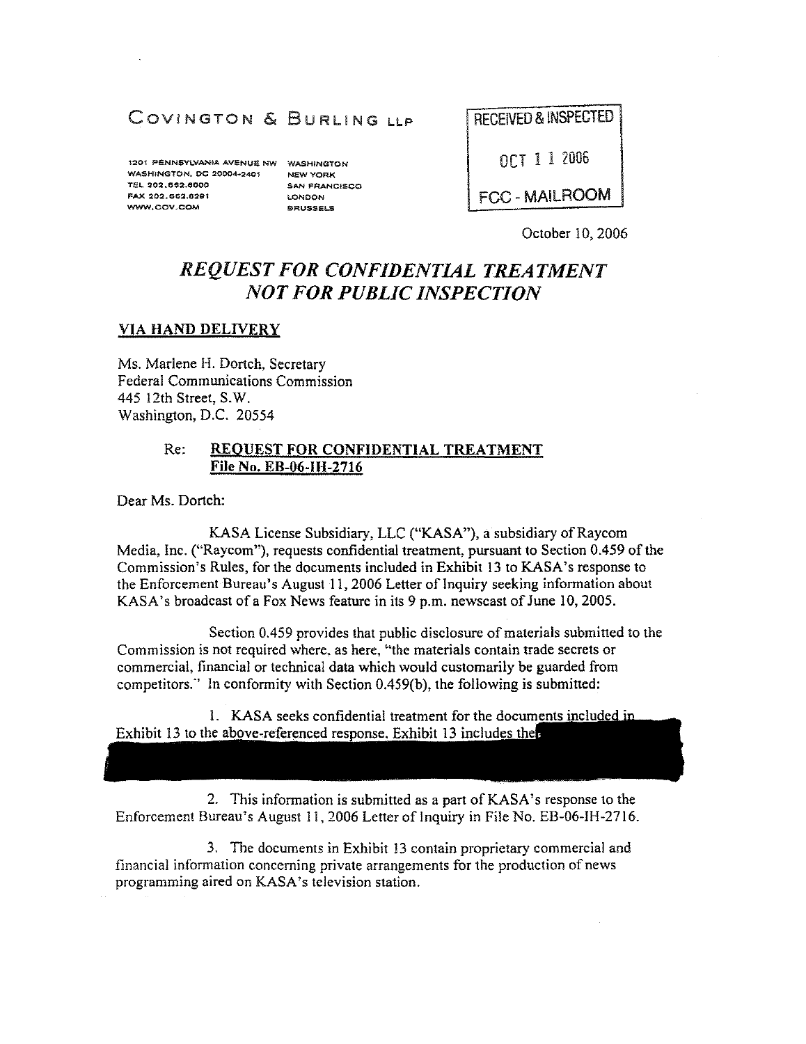COVINGTON & BURLING LLP

1201 PENNSYLVANIA AVENUE NW
WASHINGTON, DC 20004-2401
TEL 202.662.6000
FAX 202.662.6291
WWW.COV.COM

WASHINGTON
NEW YORK
SAN FRANCISCO
LONDON
BRUSSELS

RECEIVED & INSPECTED
OCT 11 2006
FCC - MAILROOM

October 10, 2006

# *REQUEST FOR CONFIDENTIAL TREATMENT NOT FOR PUBLIC INSPECTION*

**VIA HAND DELIVERY**

Ms. Marlene H. Dortch, Secretary
Federal Communications Commission
445 12th Street, S.W.
Washington, D.C. 20554

Re: **REQUEST FOR CONFIDENTIAL TREATMENT**
**File No. EB-06-IH-2716**

Dear Ms. Dortch:

KASA License Subsidiary, LLC ("KASA"), a subsidiary of Raycom Media, Inc. ("Raycom"), requests confidential treatment, pursuant to Section 0.459 of the Commission's Rules, for the documents included in Exhibit 13 to KASA's response to the Enforcement Bureau's August 11, 2006 Letter of Inquiry seeking information about KASA's broadcast of a Fox News feature in its 9 p.m. newscast of June 10, 2005.

Section 0.459 provides that public disclosure of materials submitted to the Commission is not required where, as here, "the materials contain trade secrets or commercial, financial or technical data which would customarily be guarded from competitors." In conformity with Section 0.459(b), the following is submitted:

1. KASA seeks confidential treatment for the documents included in Exhibit 13 to the above-referenced response. Exhibit 13 includes the

2. This information is submitted as a part of KASA's response to the Enforcement Bureau's August 11, 2006 Letter of Inquiry in File No. EB-06-IH-2716.

3. The documents in Exhibit 13 contain proprietary commercial and financial information concerning private arrangements for the production of news programming aired on KASA's television station.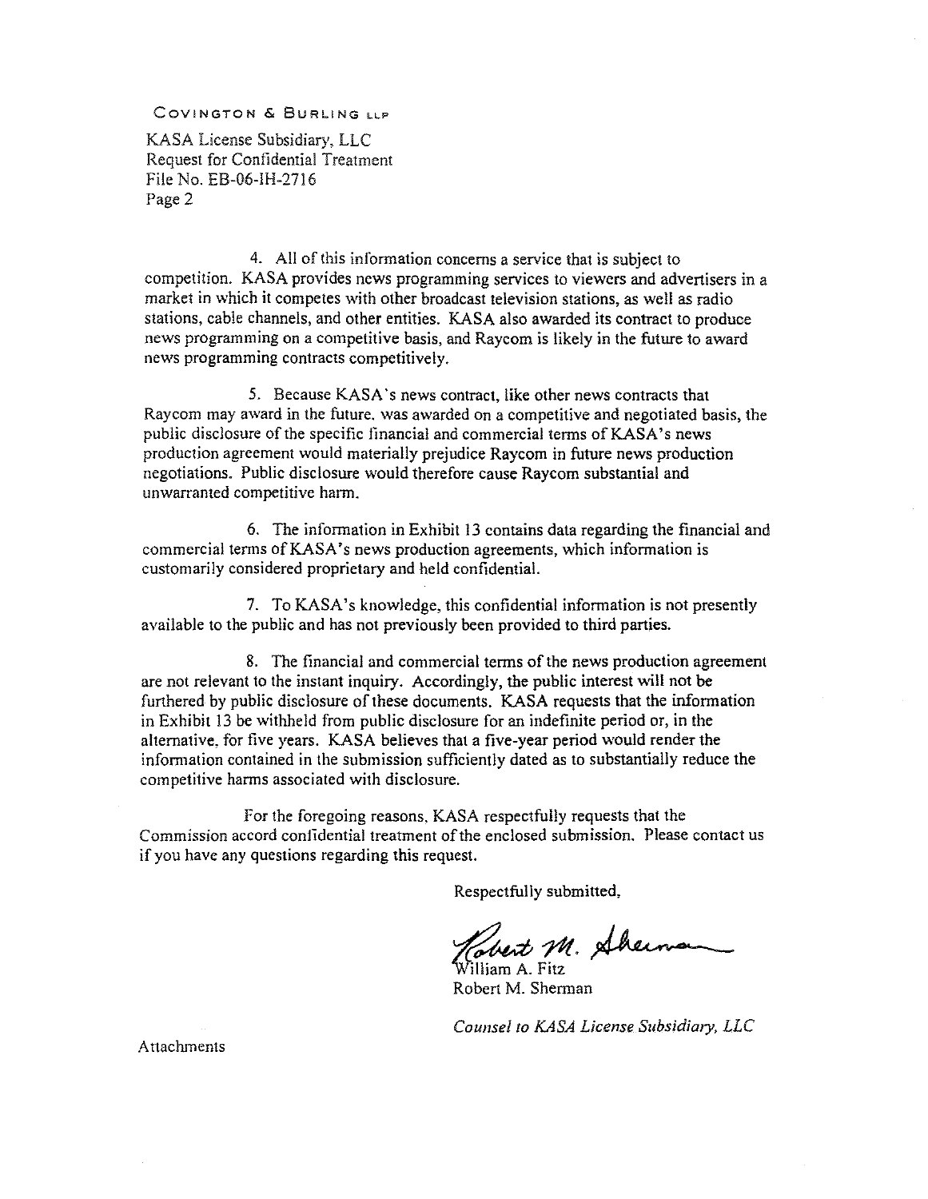4. All of this information concerns a service that is subject to competition. KASA provides news programming services to viewers and advertisers in a market in which it competes with other broadcast television stations, as well as radio stations, cable channels, and other entities. KASA also awarded its contract to produce news programming on a competitive basis, and Raycom is likely in the future to award news programming contracts competitively.

5. Because KASA's news contract, like other news contracts that Raycom may award in the future, was awarded on a competitive and negotiated basis, the public disclosure of the specific financial and commercial terms of KASA's news production agreement would materially prejudice Raycom in future news production negotiations. Public disclosure would therefore cause Raycom substantial and unwarranted competitive harm.

6. The information in Exhibit 13 contains data regarding the financial and commercial terms of KASA's news production agreements, which information is customarily considered proprietary and held confidential.

7. To KASA's knowledge, this confidential information is not presently available to the public and has not previously been provided to third parties.

8. The financial and commercial terms of the news production agreement are not relevant to the instant inquiry. Accordingly, the public interest will not be furthered by public disclosure of these documents. KASA requests that the information in Exhibit 13 be withheld from public disclosure for an indefinite period or, in the alternative, for five years. KASA believes that a five-year period would render the information contained in the submission sufficiently dated as to substantially reduce the competitive harms associated with disclosure.

For the foregoing reasons, KASA respectfully requests that the Commission accord confidential treatment of the enclosed submission. Please contact us if you have any questions regarding this request.

Respectfully submitted,

Robert M. Sherman

William A. Fitz
Robert M. Sherman

*Counsel to KASA License Subsidiary, LLC*

Attachments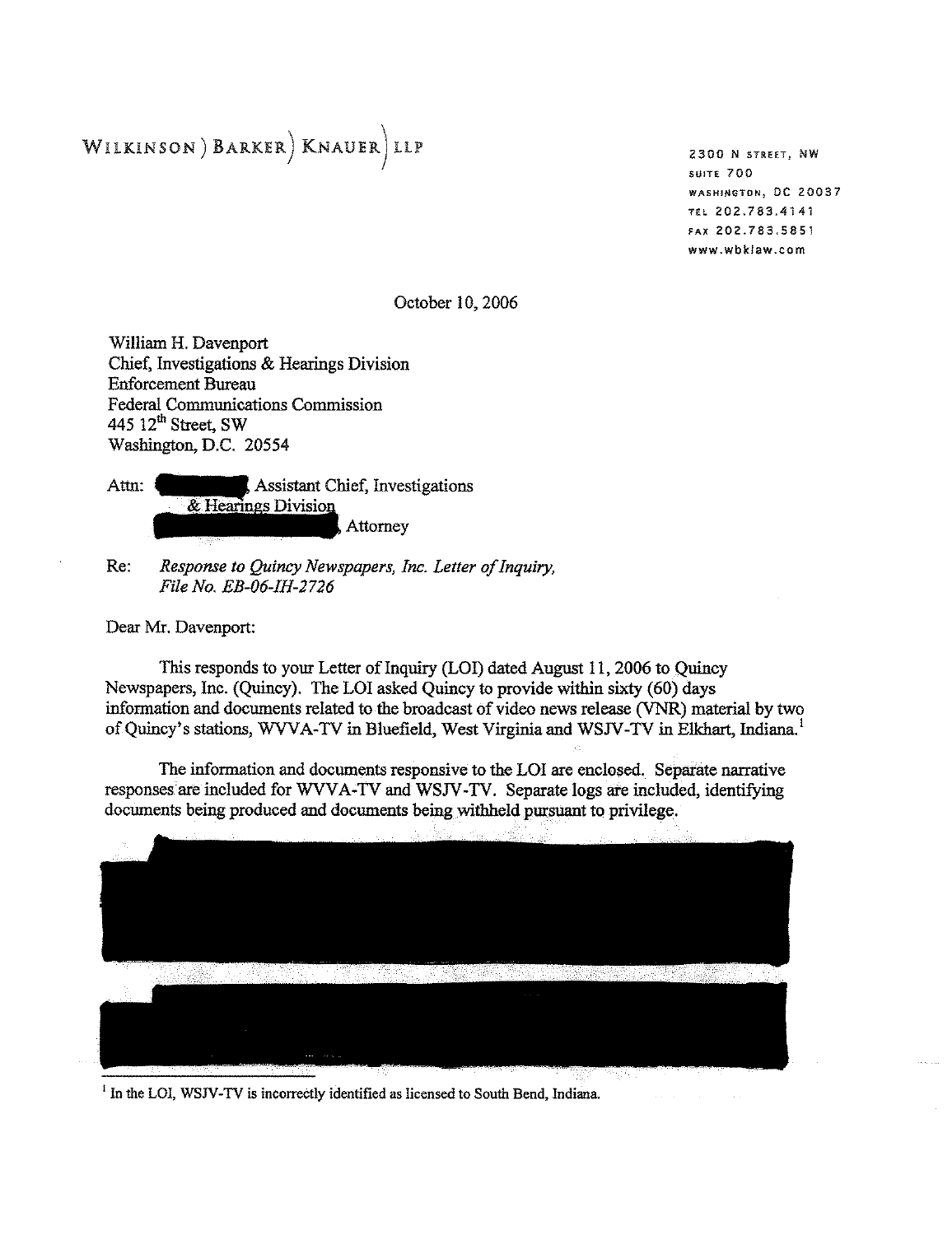WILKINSON ) BARKER ) KNAUER ) LLP

2300 N STREET, NW
SUITE 700
WASHINGTON, DC 20037
TEL 202.783.4141
FAX 202.783.5851
www.wbklaw.com

October 10, 2006

William H. Davenport
Chief, Investigations & Hearings Division
Enforcement Bureau
Federal Communications Commission
445 12th Street, SW
Washington, D.C. 20554

Attn: [REDACTED], Assistant Chief, Investigations & Hearings Division
[REDACTED], Attorney

Re: *Response to Quincy Newspapers, Inc. Letter of Inquiry, File No. EB-06-IH-2726*

Dear Mr. Davenport:

This responds to your Letter of Inquiry (LOI) dated August 11, 2006 to Quincy Newspapers, Inc. (Quincy). The LOI asked Quincy to provide within sixty (60) days information and documents related to the broadcast of video news release (VNR) material by two of Quincy's stations, WVVA-TV in Bluefield, West Virginia and WSJV-TV in Elkhart, Indiana.[1]

The information and documents responsive to the LOI are enclosed. Separate narrative responses are included for WVVA-TV and WSJV-TV. Separate logs are included, identifying documents being produced and documents being withheld pursuant to privilege.

[REDACTED]

[REDACTED]

[1] In the LOI, WSJV-TV is incorrectly identified as licensed to South Bend, Indiana.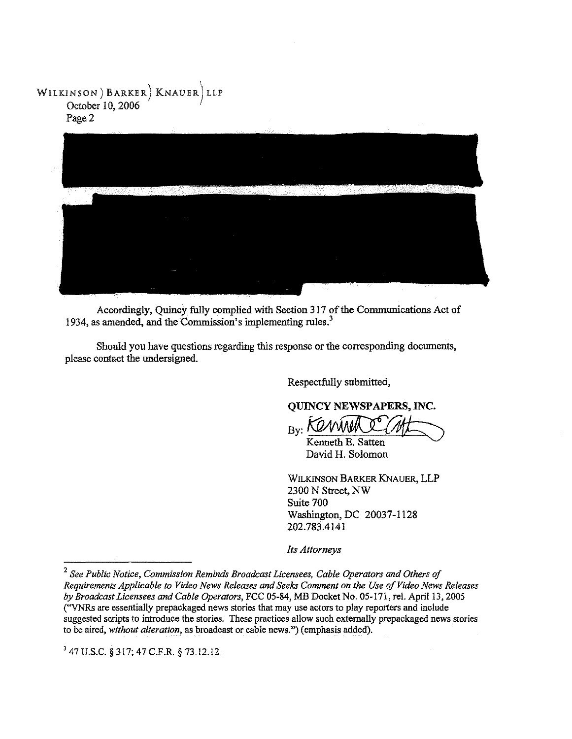Accordingly, Quincy fully complied with Section 317 of the Communications Act of 1934, as amended, and the Commission's implementing rules.[3]

Should you have questions regarding this response or the corresponding documents, please contact the undersigned.

Respectfully submitted,

**QUINCY NEWSPAPERS, INC.**

By: Kenneth E. Satten
David H. Solomon

WILKINSON BARKER KNAUER, LLP
2300 N Street, NW
Suite 700
Washington, DC 20037-1128
202.783.4141

*Its Attorneys*

---

[2] *See Public Notice, Commission Reminds Broadcast Licensees, Cable Operators and Others of Requirements Applicable to Video News Releases and Seeks Comment on the Use of Video News Releases by Broadcast Licensees and Cable Operators*, FCC 05-84, MB Docket No. 05-171, rel. April 13, 2005 ("VNRs are essentially prepackaged news stories that may use actors to play reporters and include suggested scripts to introduce the stories. These practices allow such externally prepackaged news stories to be aired, *without alteration*, as broadcast or cable news.") (emphasis added).

[3] 47 U.S.C. § 317; 47 C.F.R. § 73.12.12.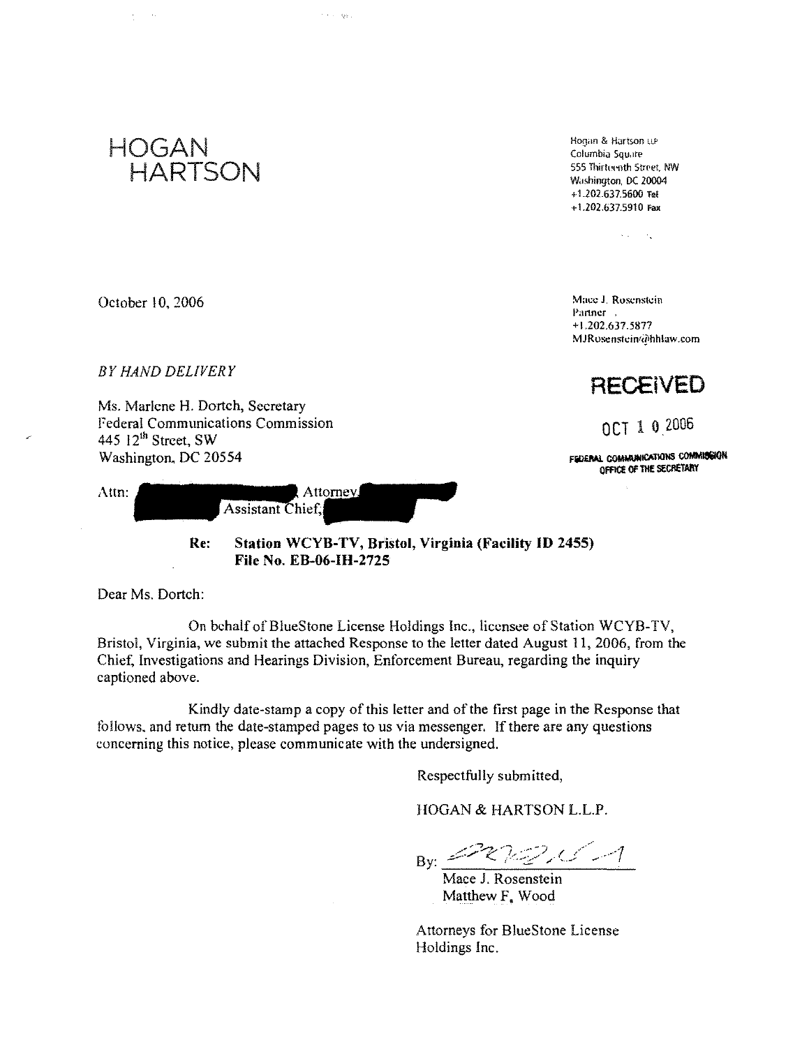# HOGAN HARTSON

Hogan & Hartson LLP
Columbia Square
555 Thirteenth Street, NW
Washington, DC 20004
+1.202.637.5600 Tel
+1.202.637.5910 Fax

October 10, 2006

Mace J. Rosenstein
Partner
+1.202.637.5877
MJRosenstein@hhlaw.com

**RECEIVED**

OCT 1 0 2006

FEDERAL COMMUNICATIONS COMMISSION
OFFICE OF THE SECRETARY

*BY HAND DELIVERY*

Ms. Marlene H. Dortch, Secretary
Federal Communications Commission
445 12th Street, SW
Washington, DC 20554

Attn: [REDACTED], Attorney, [REDACTED]
[REDACTED], Assistant Chief, [REDACTED]

**Re: Station WCYB-TV, Bristol, Virginia (Facility ID 2455)**
**File No. EB-06-IH-2725**

Dear Ms. Dortch:

On behalf of BlueStone License Holdings Inc., licensee of Station WCYB-TV, Bristol, Virginia, we submit the attached Response to the letter dated August 11, 2006, from the Chief, Investigations and Hearings Division, Enforcement Bureau, regarding the inquiry captioned above.

Kindly date-stamp a copy of this letter and of the first page in the Response that follows, and return the date-stamped pages to us via messenger. If there are any questions concerning this notice, please communicate with the undersigned.

Respectfully submitted,

HOGAN & HARTSON L.L.P.

By: [signature]
Mace J. Rosenstein
Matthew F. Wood

Attorneys for BlueStone License Holdings Inc.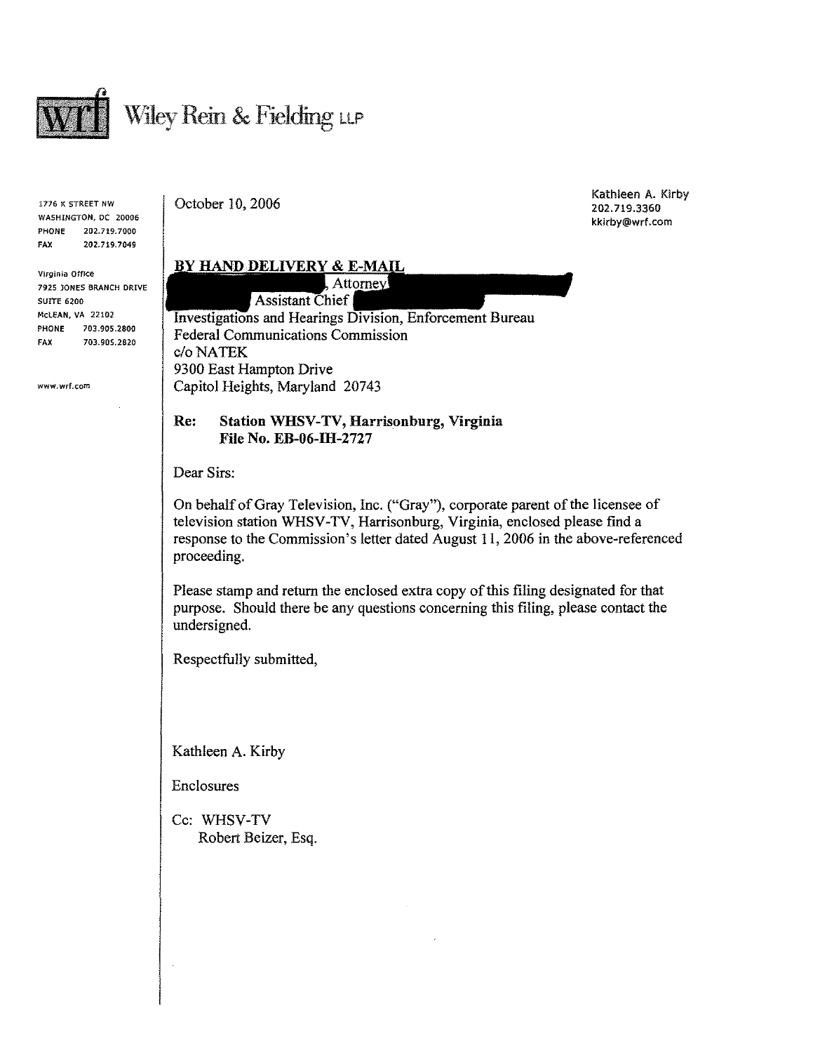# Wiley Rein & Fielding LLP

1776 K STREET NW
WASHINGTON, DC 20006
PHONE 202.719.7000
FAX 202.719.7049

Virginia Office
7925 JONES BRANCH DRIVE
SUITE 6200
McLEAN, VA 22102
PHONE 703.905.2800
FAX 703.905.2820

www.wrf.com

October 10, 2006

Kathleen A. Kirby
202.719.3360
kkirby@wrf.com

**BY HAND DELIVERY & E-MAIL**
[REDACTED], Attorney [REDACTED]
[REDACTED] Assistant Chief [REDACTED]
Investigations and Hearings Division, Enforcement Bureau
Federal Communications Commission
c/o NATEK
9300 East Hampton Drive
Capitol Heights, Maryland 20743

**Re: Station WHSV-TV, Harrisonburg, Virginia**
**File No. EB-06-IH-2727**

Dear Sirs:

On behalf of Gray Television, Inc. ("Gray"), corporate parent of the licensee of television station WHSV-TV, Harrisonburg, Virginia, enclosed please find a response to the Commission's letter dated August 11, 2006 in the above-referenced proceeding.

Please stamp and return the enclosed extra copy of this filing designated for that purpose. Should there be any questions concerning this filing, please contact the undersigned.

Respectfully submitted,

Kathleen A. Kirby

Enclosures

Cc: WHSV-TV
Robert Beizer, Esq.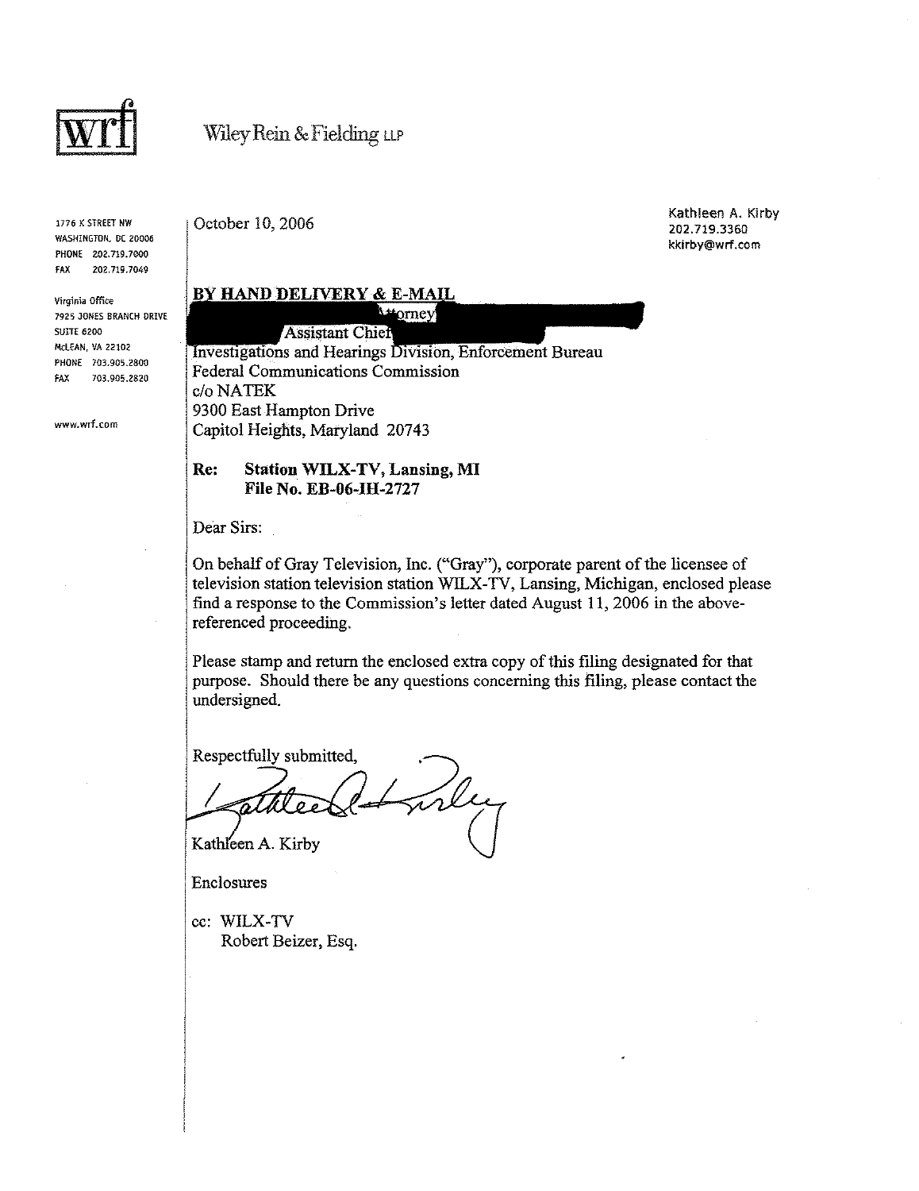**wrf** Wiley Rein & Fielding LLP

1776 K STREET NW
WASHINGTON, DC 20006
PHONE 202.719.7000
FAX 202.719.7049

Virginia Office
7925 JONES BRANCH DRIVE
SUITE 6200
McLEAN, VA 22102
PHONE 703.905.2800
FAX 703.905.2820

www.wrf.com

October 10, 2006

Kathleen A. Kirby
202.719.3360
kkirby@wrf.com

**BY HAND DELIVERY & E-MAIL**
[REDACTED] Attorney [REDACTED]
[REDACTED] Assistant Chief [REDACTED]
Investigations and Hearings Division, Enforcement Bureau
Federal Communications Commission
c/o NATEK
9300 East Hampton Drive
Capitol Heights, Maryland 20743

**Re: Station WILX-TV, Lansing, MI**
**File No. EB-06-IH-2727**

Dear Sirs:

On behalf of Gray Television, Inc. ("Gray"), corporate parent of the licensee of television station television station WILX-TV, Lansing, Michigan, enclosed please find a response to the Commission's letter dated August 11, 2006 in the above-referenced proceeding.

Please stamp and return the enclosed extra copy of this filing designated for that purpose. Should there be any questions concerning this filing, please contact the undersigned.

Respectfully submitted,

Kathleen A. Kirby

Enclosures

cc: WILX-TV
Robert Beizer, Esq.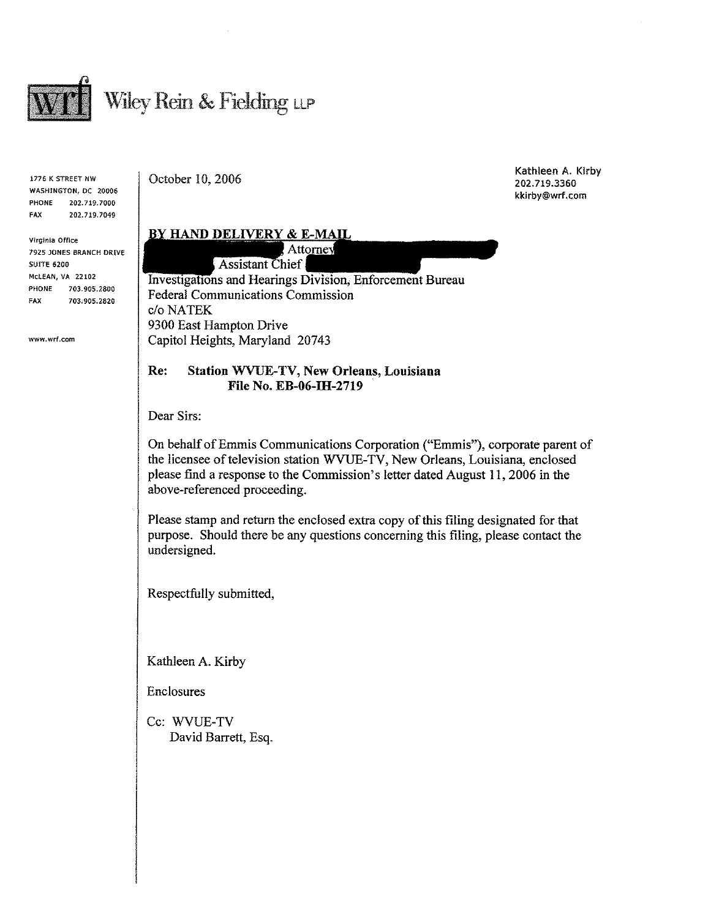**wrf** Wiley Rein & Fielding LLP

1776 K STREET NW
WASHINGTON, DC 20006
PHONE 202.719.7000
FAX 202.719.7049

Virginia Office
7925 JONES BRANCH DRIVE
SUITE 6200
McLEAN, VA 22102
PHONE 703.905.2800
FAX 703.905.2820

www.wrf.com

October 10, 2006

Kathleen A. Kirby
202.719.3360
kkirby@wrf.com

**BY HAND DELIVERY & E-MAIL**
[REDACTED], Attorney
[REDACTED], Assistant Chief [REDACTED]
Investigations and Hearings Division, Enforcement Bureau
Federal Communications Commission
c/o NATEK
9300 East Hampton Drive
Capitol Heights, Maryland 20743

**Re: Station WVUE-TV, New Orleans, Louisiana**
**File No. EB-06-IH-2719**

Dear Sirs:

On behalf of Emmis Communications Corporation ("Emmis"), corporate parent of the licensee of television station WVUE-TV, New Orleans, Louisiana, enclosed please find a response to the Commission's letter dated August 11, 2006 in the above-referenced proceeding.

Please stamp and return the enclosed extra copy of this filing designated for that purpose. Should there be any questions concerning this filing, please contact the undersigned.

Respectfully submitted,

Kathleen A. Kirby

Enclosures

Cc: WVUE-TV
David Barrett, Esq.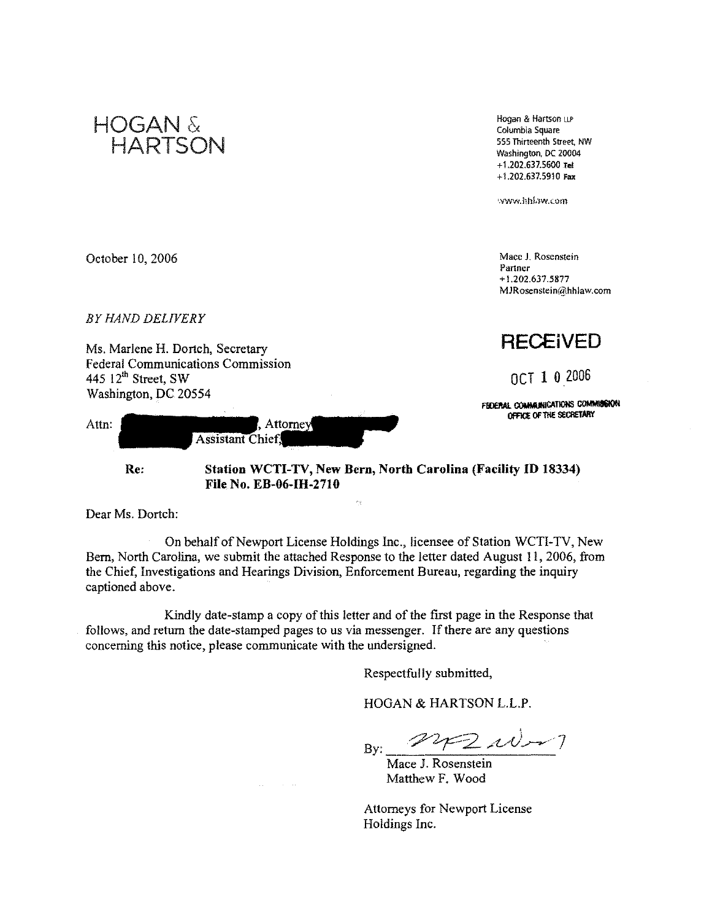# HOGAN & HARTSON

Hogan & Hartson LLP
Columbia Square
555 Thirteenth Street, NW
Washington, DC 20004
+1.202.637.5600 Tel
+1.202.637.5910 Fax

www.hhlaw.com

October 10, 2006

Mace J. Rosenstein
Partner
+1.202.637.5877
MJRosenstein@hhlaw.com

*BY HAND DELIVERY*

**RECEIVED**

OCT 10 2006

FEDERAL COMMUNICATIONS COMMISSION
OFFICE OF THE SECRETARY

Ms. Marlene H. Dortch, Secretary
Federal Communications Commission
445 12th Street, SW
Washington, DC 20554

Attn: [REDACTED], Attorney [REDACTED]
[REDACTED] Assistant Chief, [REDACTED]

Re: **Station WCTI-TV, New Bern, North Carolina (Facility ID 18334)**
**File No. EB-06-IH-2710**

Dear Ms. Dortch:

On behalf of Newport License Holdings Inc., licensee of Station WCTI-TV, New Bern, North Carolina, we submit the attached Response to the letter dated August 11, 2006, from the Chief, Investigations and Hearings Division, Enforcement Bureau, regarding the inquiry captioned above.

Kindly date-stamp a copy of this letter and of the first page in the Response that follows, and return the date-stamped pages to us via messenger. If there are any questions concerning this notice, please communicate with the undersigned.

Respectfully submitted,

HOGAN & HARTSON L.L.P.

By: _______________
Mace J. Rosenstein
Matthew F. Wood

Attorneys for Newport License Holdings Inc.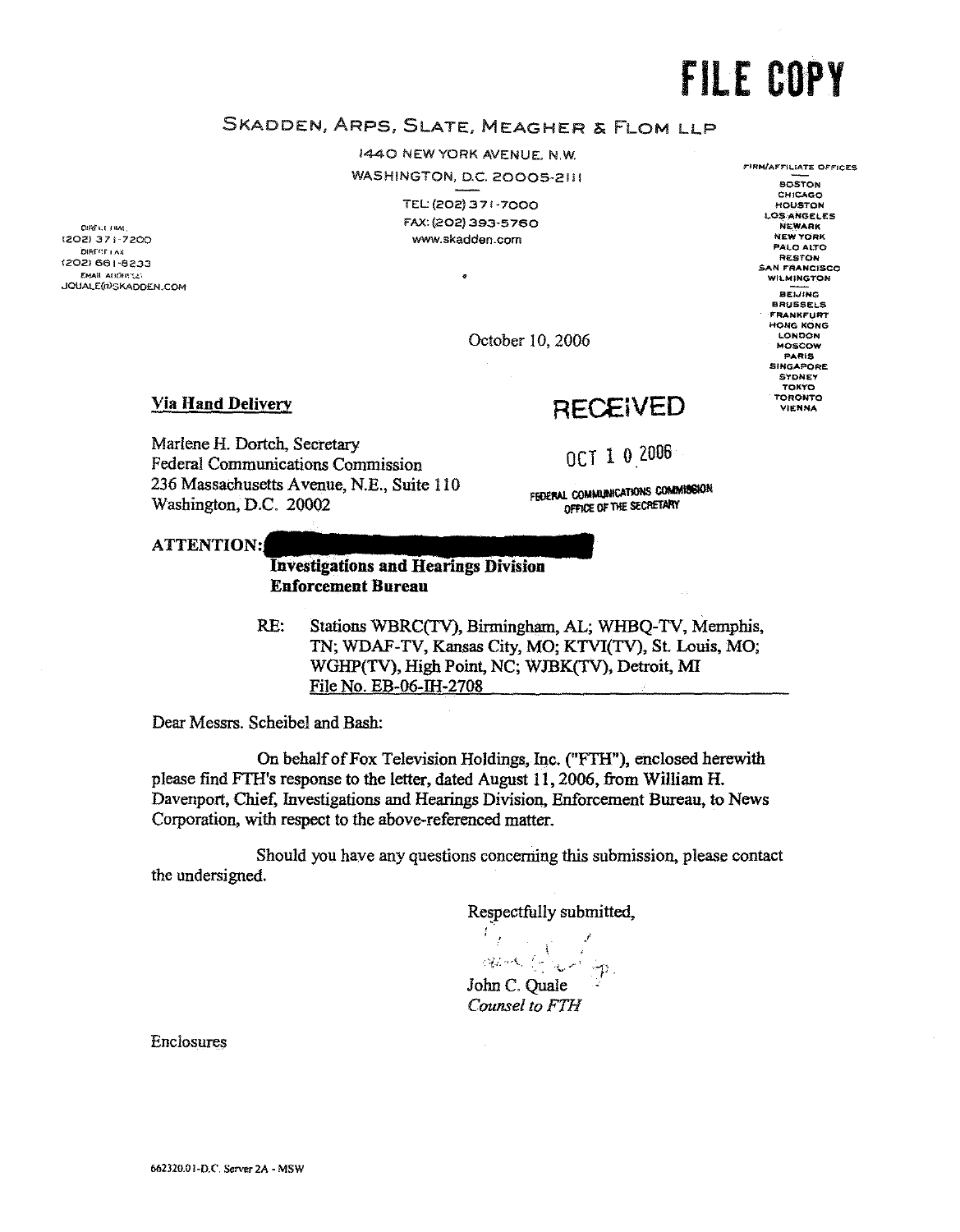**FILE COPY**

SKADDEN, ARPS, SLATE, MEAGHER & FLOM LLP

1440 NEW YORK AVENUE, N.W.
WASHINGTON, D.C. 20005-2111

TEL: (202) 371-7000
FAX: (202) 393-5760
www.skadden.com

DIRECT DIAL
(202) 371-7200
DIRECT FAX
(202) 661-8233
EMAIL ADDRESS
JQUALE@SKADDEN.COM

FIRM/AFFILIATE OFFICES
BOSTON
CHICAGO
HOUSTON
LOS ANGELES
NEWARK
NEW YORK
PALO ALTO
RESTON
SAN FRANCISCO
WILMINGTON
BEIJING
BRUSSELS
FRANKFURT
HONG KONG
LONDON
MOSCOW
PARIS
SINGAPORE
SYDNEY
TOKYO
TORONTO
VIENNA

October 10, 2006

RECEIVED

OCT 10 2006

FEDERAL COMMUNICATIONS COMMISSION
OFFICE OF THE SECRETARY

**Via Hand Delivery**

Marlene H. Dortch, Secretary
Federal Communications Commission
236 Massachusetts Avenue, N.E., Suite 110
Washington, D.C. 20002

**ATTENTION:** [REDACTED]
**Investigations and Hearings Division**
**Enforcement Bureau**

RE: Stations WBRC(TV), Birmingham, AL; WHBQ-TV, Memphis, TN; WDAF-TV, Kansas City, MO; KTVI(TV), St. Louis, MO; WGHP(TV), High Point, NC; WJBK(TV), Detroit, MI
File No. EB-06-IH-2708

Dear Messrs. Scheibel and Bash:

On behalf of Fox Television Holdings, Inc. ("FTH"), enclosed herewith please find FTH's response to the letter, dated August 11, 2006, from William H. Davenport, Chief, Investigations and Hearings Division, Enforcement Bureau, to News Corporation, with respect to the above-referenced matter.

Should you have any questions concerning this submission, please contact the undersigned.

Respectfully submitted,

John C. Quale
*Counsel to FTH*

Enclosures

662320.01-D.C. Server 2A - MSW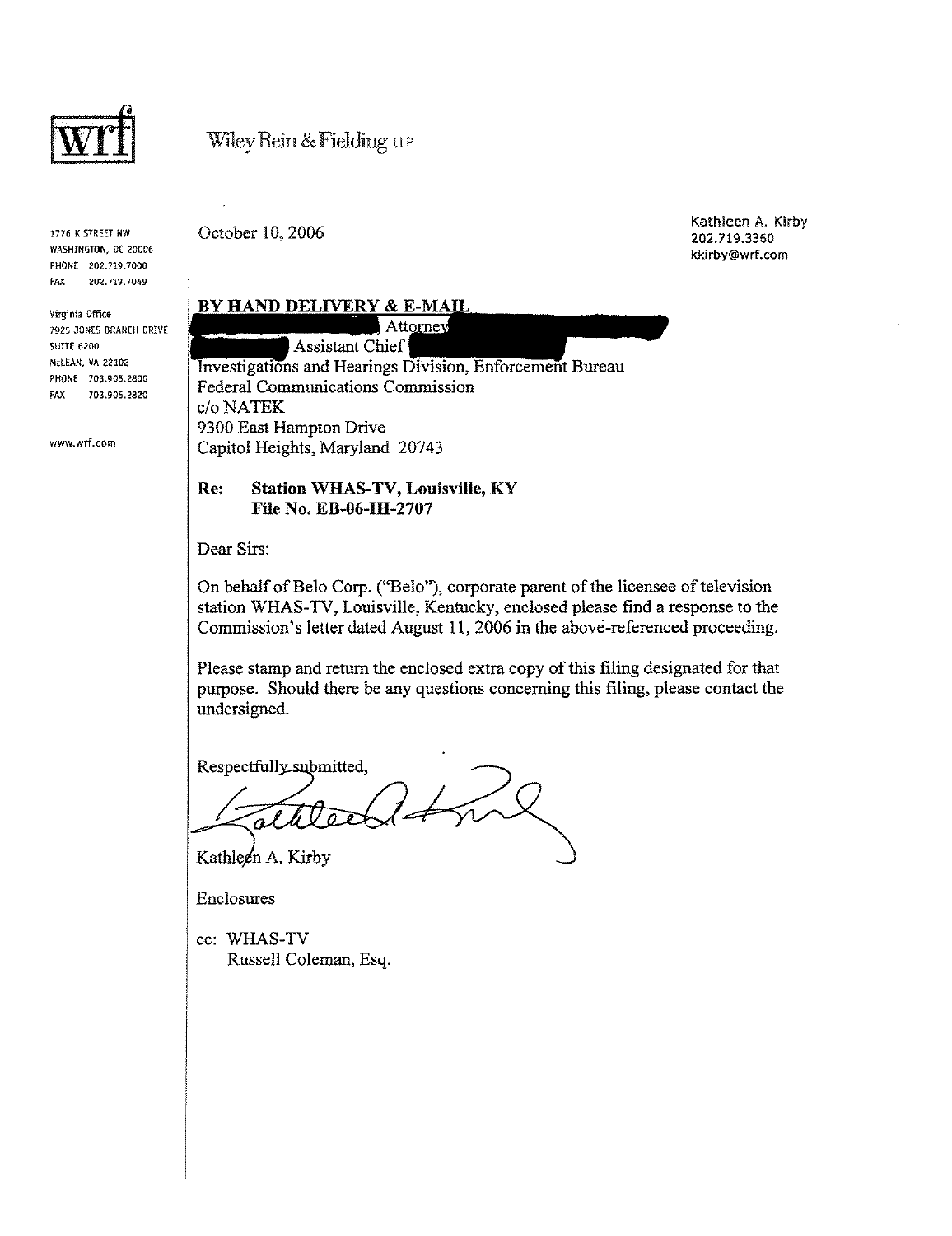wrf

Wiley Rein & Fielding LLP

1776 K STREET NW
WASHINGTON, DC 20006
PHONE 202.719.7000
FAX 202.719.7049

Virginia Office
7925 JONES BRANCH DRIVE
SUITE 6200
McLEAN, VA 22102
PHONE 703.905.2800
FAX 703.905.2820

www.wrf.com

October 10, 2006

Kathleen A. Kirby
202.719.3360
kkirby@wrf.com

**BY HAND DELIVERY & E-MAIL**

Attorney
Assistant Chief
Investigations and Hearings Division, Enforcement Bureau
Federal Communications Commission
c/o NATEK
9300 East Hampton Drive
Capitol Heights, Maryland 20743

**Re: Station WHAS-TV, Louisville, KY**
**File No. EB-06-IH-2707**

Dear Sirs:

On behalf of Belo Corp. ("Belo"), corporate parent of the licensee of television station WHAS-TV, Louisville, Kentucky, enclosed please find a response to the Commission's letter dated August 11, 2006 in the above-referenced proceeding.

Please stamp and return the enclosed extra copy of this filing designated for that purpose. Should there be any questions concerning this filing, please contact the undersigned.

Respectfully submitted,

Kathleen A. Kirby

Enclosures

cc: WHAS-TV
Russell Coleman, Esq.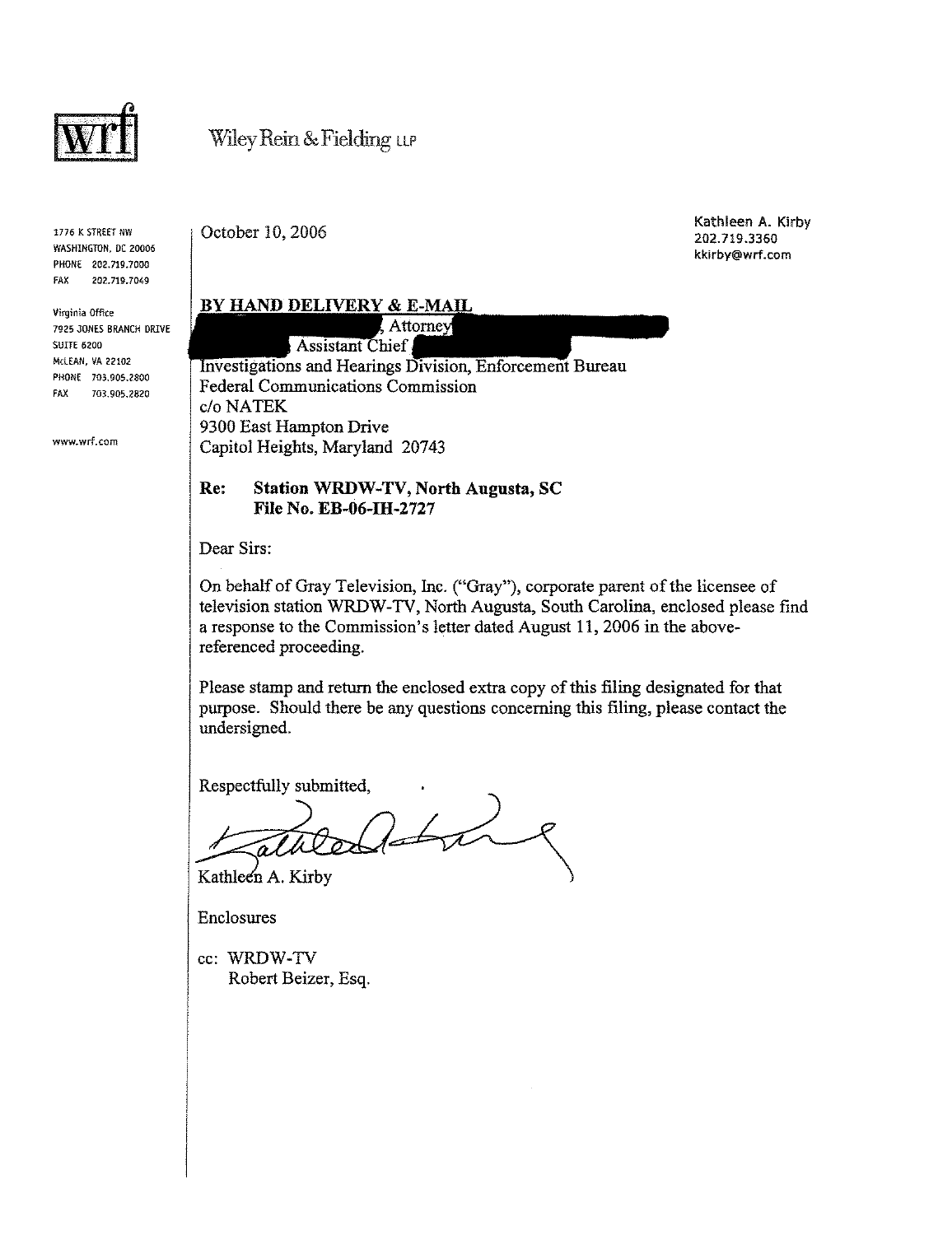**wrf** Wiley Rein & Fielding LLP

1776 K STREET NW
WASHINGTON, DC 20006
PHONE 202.719.7000
FAX 202.719.7049

Virginia Office
7925 JONES BRANCH DRIVE
SUITE 6200
McLEAN, VA 22102
PHONE 703.905.2800
FAX 703.905.2820

www.wrf.com

October 10, 2006

Kathleen A. Kirby
202.719.3360
kkirby@wrf.com

**BY HAND DELIVERY & E-MAIL**

, Attorney
Assistant Chief
Investigations and Hearings Division, Enforcement Bureau
Federal Communications Commission
c/o NATEK
9300 East Hampton Drive
Capitol Heights, Maryland 20743

**Re: Station WRDW-TV, North Augusta, SC**
**File No. EB-06-IH-2727**

Dear Sirs:

On behalf of Gray Television, Inc. ("Gray"), corporate parent of the licensee of television station WRDW-TV, North Augusta, South Carolina, enclosed please find a response to the Commission's letter dated August 11, 2006 in the above-referenced proceeding.

Please stamp and return the enclosed extra copy of this filing designated for that purpose. Should there be any questions concerning this filing, please contact the undersigned.

Respectfully submitted,

Kathleen A. Kirby

Enclosures

cc: WRDW-TV
Robert Beizer, Esq.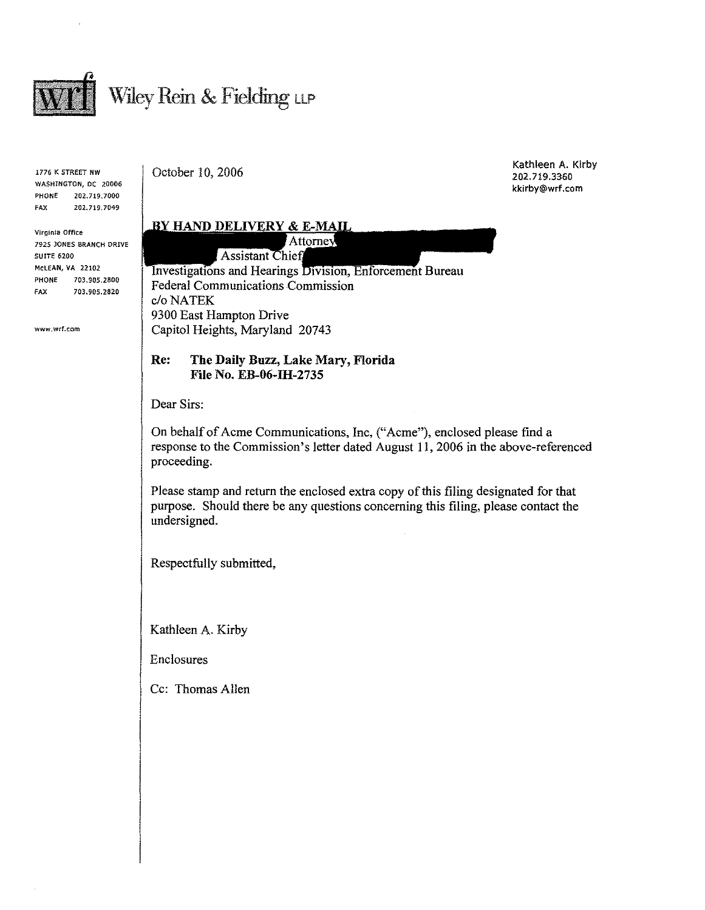Wiley Rein & Fielding LLP

1776 K STREET NW
WASHINGTON, DC 20006
PHONE 202.719.7000
FAX 202.719.7049

Virginia Office
7925 JONES BRANCH DRIVE
SUITE 6200
McLEAN, VA 22102
PHONE 703.905.2800
FAX 703.905.2820

www.wrf.com

October 10, 2006

Kathleen A. Kirby
202.719.3360
kkirby@wrf.com

**BY HAND DELIVERY & E-MAIL**

Attorney
Assistant Chief
Investigations and Hearings Division, Enforcement Bureau
Federal Communications Commission
c/o NATEK
9300 East Hampton Drive
Capitol Heights, Maryland 20743

**Re: The Daily Buzz, Lake Mary, Florida**
**File No. EB-06-IH-2735**

Dear Sirs:

On behalf of Acme Communications, Inc, ("Acme"), enclosed please find a response to the Commission's letter dated August 11, 2006 in the above-referenced proceeding.

Please stamp and return the enclosed extra copy of this filing designated for that purpose. Should there be any questions concerning this filing, please contact the undersigned.

Respectfully submitted,

Kathleen A. Kirby

Enclosures

Cc: Thomas Allen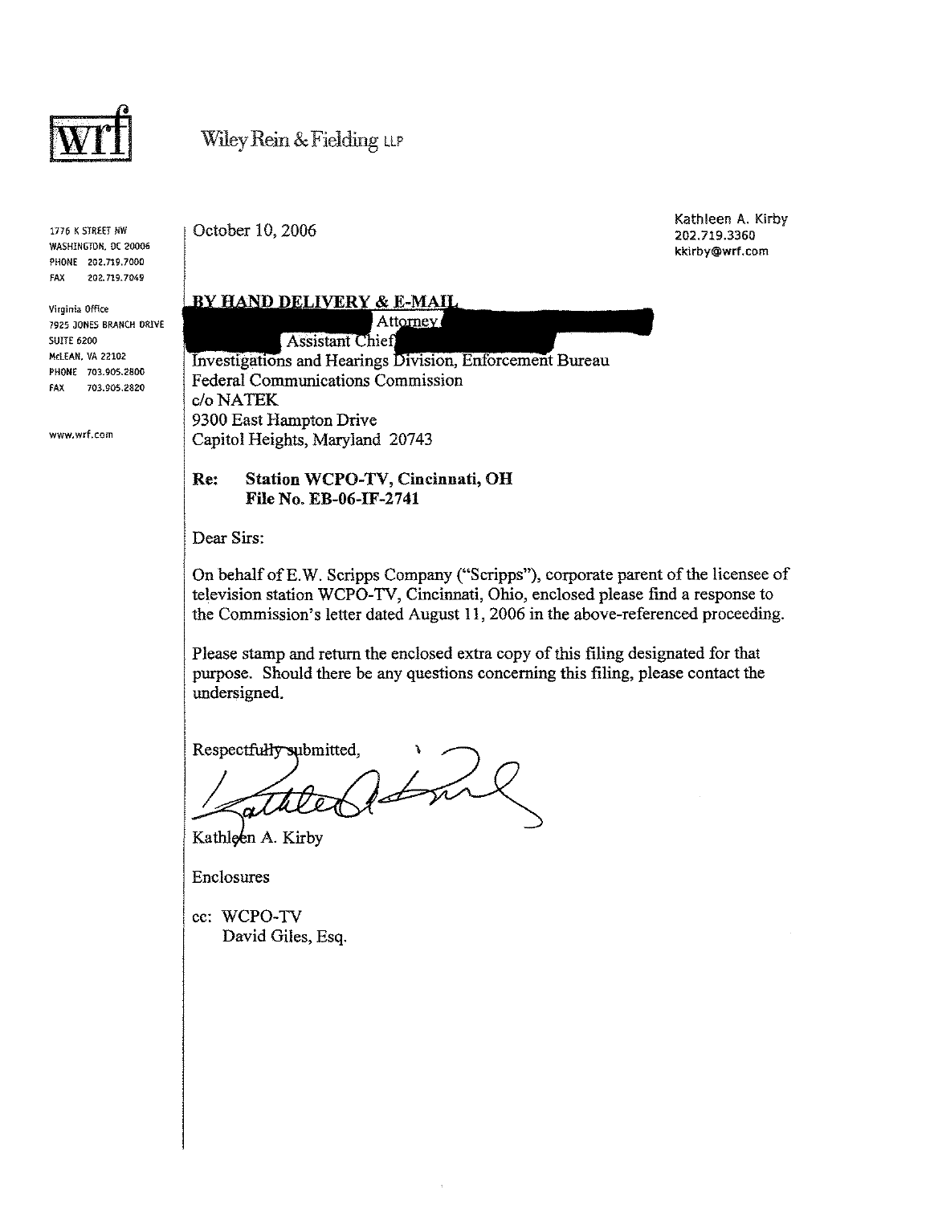wrf

Wiley Rein & Fielding LLP

1776 K STREET NW
WASHINGTON, DC 20006
PHONE 202.719.7000
FAX 202.719.7049

Virginia Office
7925 JONES BRANCH DRIVE
SUITE 6200
McLEAN, VA 22102
PHONE 703.905.2800
FAX 703.905.2820

www.wrf.com

October 10, 2006

Kathleen A. Kirby
202.719.3360
kkirby@wrf.com

**BY HAND DELIVERY & E-MAIL**
[REDACTED] Attorney [REDACTED]
[REDACTED] Assistant Chief [REDACTED]
Investigations and Hearings Division, Enforcement Bureau
Federal Communications Commission
c/o NATEK
9300 East Hampton Drive
Capitol Heights, Maryland 20743

**Re: Station WCPO-TV, Cincinnati, OH**
**File No. EB-06-IF-2741**

Dear Sirs:

On behalf of E.W. Scripps Company ("Scripps"), corporate parent of the licensee of television station WCPO-TV, Cincinnati, Ohio, enclosed please find a response to the Commission's letter dated August 11, 2006 in the above-referenced proceeding.

Please stamp and return the enclosed extra copy of this filing designated for that purpose. Should there be any questions concerning this filing, please contact the undersigned.

Respectfully submitted,

Kathleen A. Kirby

Enclosures

cc: WCPO-TV
David Giles, Esq.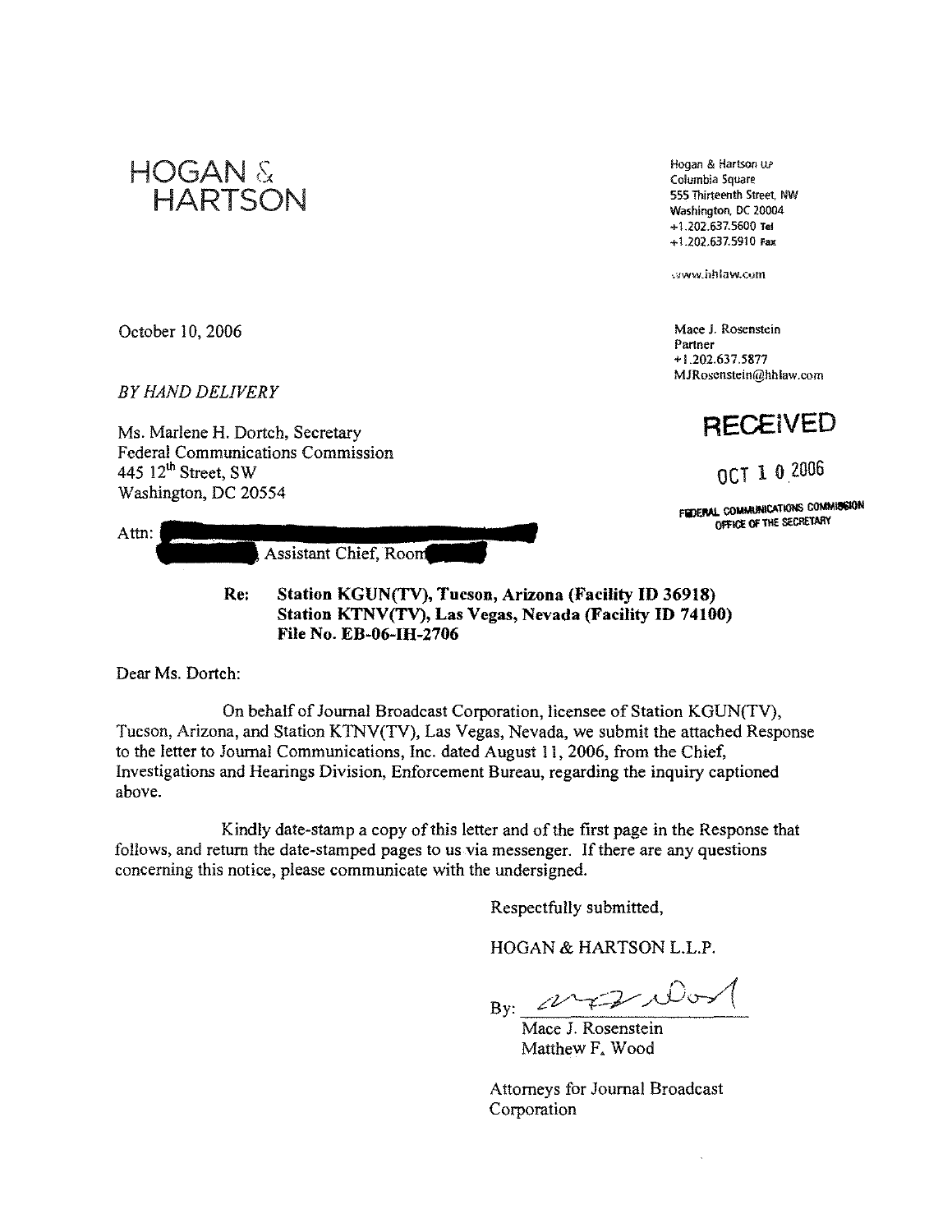# HOGAN & HARTSON

Hogan & Hartson LLP
Columbia Square
555 Thirteenth Street, NW
Washington, DC 20004
+1.202.637.5600 Tel
+1.202.637.5910 Fax

www.hhlaw.com

October 10, 2006

Mace J. Rosenstein
Partner
+1.202.637.5877
MJRosenstein@hhlaw.com

*BY HAND DELIVERY*

**RECEIVED**

OCT 10 2006

FEDERAL COMMUNICATIONS COMMISSION
OFFICE OF THE SECRETARY

Ms. Marlene H. Dortch, Secretary
Federal Communications Commission
445 12th Street, SW
Washington, DC 20554

Attn: [REDACTED]
[REDACTED], Assistant Chief, Room [REDACTED]

**Re: Station KGUN(TV), Tucson, Arizona (Facility ID 36918)**
**Station KTNV(TV), Las Vegas, Nevada (Facility ID 74100)**
**File No. EB-06-IH-2706**

Dear Ms. Dortch:

On behalf of Journal Broadcast Corporation, licensee of Station KGUN(TV), Tucson, Arizona, and Station KTNV(TV), Las Vegas, Nevada, we submit the attached Response to the letter to Journal Communications, Inc. dated August 11, 2006, from the Chief, Investigations and Hearings Division, Enforcement Bureau, regarding the inquiry captioned above.

Kindly date-stamp a copy of this letter and of the first page in the Response that follows, and return the date-stamped pages to us via messenger. If there are any questions concerning this notice, please communicate with the undersigned.

Respectfully submitted,

HOGAN & HARTSON L.L.P.

By: [signature]
Mace J. Rosenstein
Matthew F. Wood

Attorneys for Journal Broadcast Corporation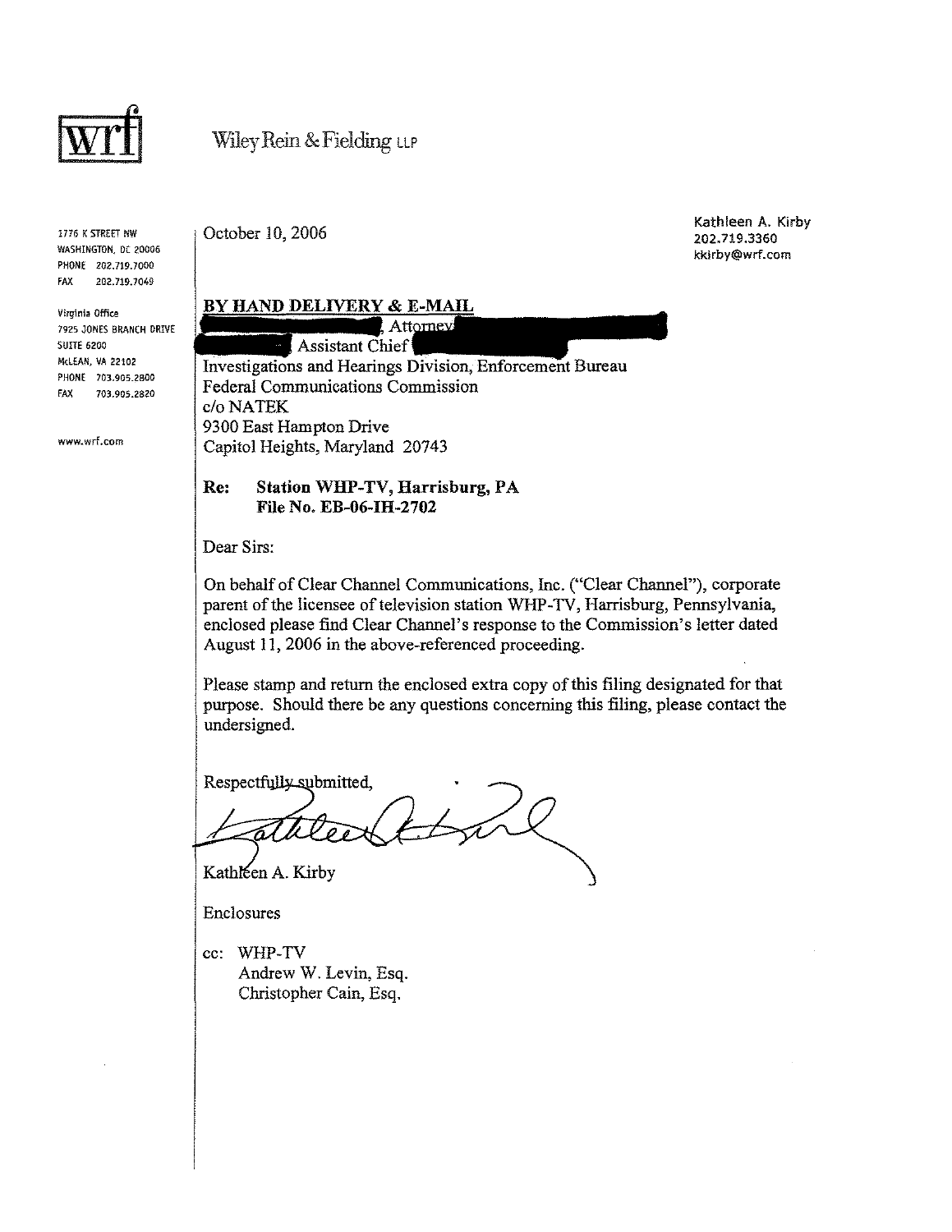wrf

Wiley Rein & Fielding LLP

1776 K STREET NW
WASHINGTON, DC 20006
PHONE 202.719.7000
FAX 202.719.7049

Virginia Office
7925 JONES BRANCH DRIVE
SUITE 6200
McLEAN, VA 22102
PHONE 703.905.2800
FAX 703.905.2820

www.wrf.com

October 10, 2006

Kathleen A. Kirby
202.719.3360
kkirby@wrf.com

**BY HAND DELIVERY & E-MAIL**

[REDACTED], Attorney [REDACTED]
[REDACTED] Assistant Chief [REDACTED]
Investigations and Hearings Division, Enforcement Bureau
Federal Communications Commission
c/o NATEK
9300 East Hampton Drive
Capitol Heights, Maryland 20743

**Re: Station WHP-TV, Harrisburg, PA**
**File No. EB-06-IH-2702**

Dear Sirs:

On behalf of Clear Channel Communications, Inc. ("Clear Channel"), corporate parent of the licensee of television station WHP-TV, Harrisburg, Pennsylvania, enclosed please find Clear Channel's response to the Commission's letter dated August 11, 2006 in the above-referenced proceeding.

Please stamp and return the enclosed extra copy of this filing designated for that purpose. Should there be any questions concerning this filing, please contact the undersigned.

Respectfully submitted,

Kathleen A. Kirby

Enclosures

cc: WHP-TV
Andrew W. Levin, Esq.
Christopher Cain, Esq.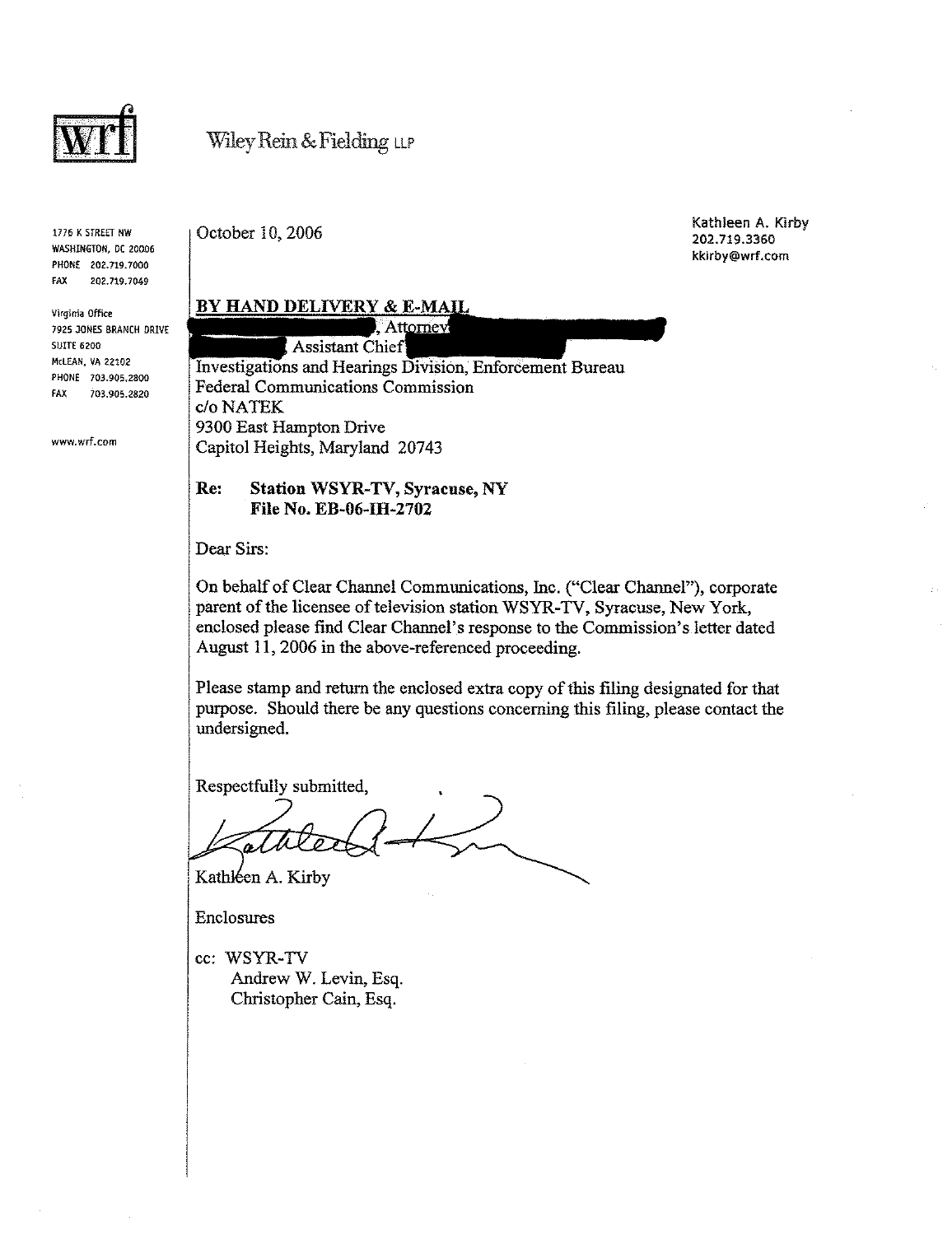wrf

Wiley Rein & Fielding LLP

1776 K STREET NW
WASHINGTON, DC 20006
PHONE 202.719.7000
FAX 202.719.7049

Virginia Office
7925 JONES BRANCH DRIVE
SUITE 6200
McLEAN, VA 22102
PHONE 703.905.2800
FAX 703.905.2820

www.wrf.com

October 10, 2006

Kathleen A. Kirby
202.719.3360
kkirby@wrf.com

**BY HAND DELIVERY & E-MAIL**

[REDACTED], Attorney
[REDACTED], Assistant Chief [REDACTED]
Investigations and Hearings Division, Enforcement Bureau
Federal Communications Commission
c/o NATEK
9300 East Hampton Drive
Capitol Heights, Maryland 20743

**Re: Station WSYR-TV, Syracuse, NY**
**File No. EB-06-IH-2702**

Dear Sirs:

On behalf of Clear Channel Communications, Inc. ("Clear Channel"), corporate parent of the licensee of television station WSYR-TV, Syracuse, New York, enclosed please find Clear Channel's response to the Commission's letter dated August 11, 2006 in the above-referenced proceeding.

Please stamp and return the enclosed extra copy of this filing designated for that purpose. Should there be any questions concerning this filing, please contact the undersigned.

Respectfully submitted,

Kathleen A. Kirby

Enclosures

cc: WSYR-TV
Andrew W. Levin, Esq.
Christopher Cain, Esq.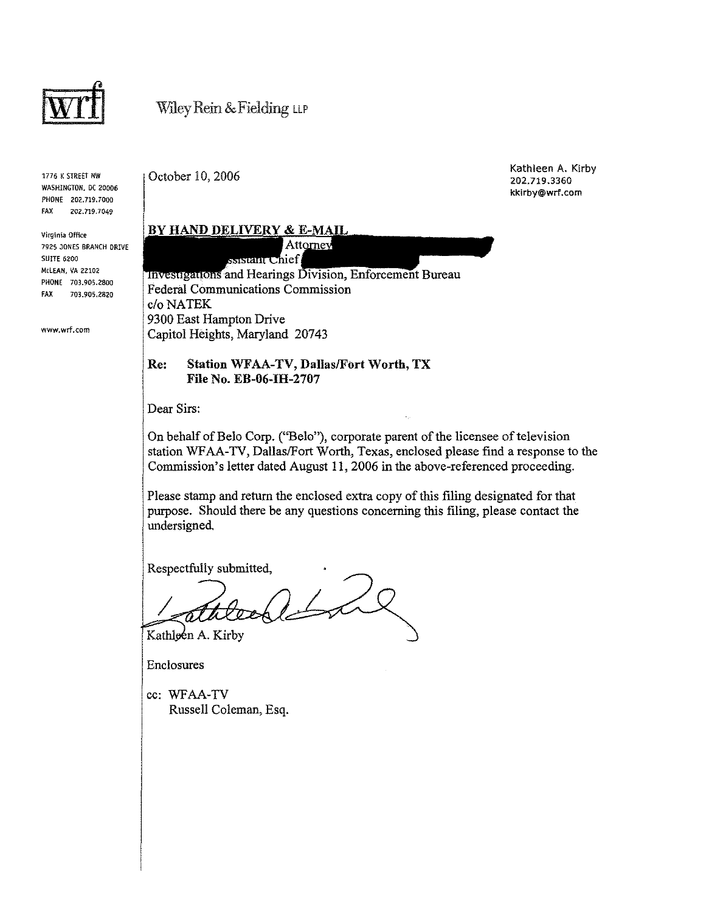wrf

Wiley Rein & Fielding LLP

1776 K STREET NW
WASHINGTON, DC 20006
PHONE 202.719.7000
FAX 202.719.7049

Virginia Office
7925 JONES BRANCH DRIVE
SUITE 6200
McLEAN, VA 22102
PHONE 703.905.2800
FAX 703.905.2820

www.wrf.com

October 10, 2006

Kathleen A. Kirby
202.719.3360
kkirby@wrf.com

**BY HAND DELIVERY & E-MAIL**

[REDACTED] Attorney [REDACTED]
[REDACTED] Assistant Chief [REDACTED]
Investigations and Hearings Division, Enforcement Bureau
Federal Communications Commission
c/o NATEK
9300 East Hampton Drive
Capitol Heights, Maryland 20743

**Re: Station WFAA-TV, Dallas/Fort Worth, TX**
**File No. EB-06-IH-2707**

Dear Sirs:

On behalf of Belo Corp. ("Belo"), corporate parent of the licensee of television station WFAA-TV, Dallas/Fort Worth, Texas, enclosed please find a response to the Commission's letter dated August 11, 2006 in the above-referenced proceeding.

Please stamp and return the enclosed extra copy of this filing designated for that purpose. Should there be any questions concerning this filing, please contact the undersigned.

Respectfully submitted,

Kathleen A. Kirby

Enclosures

cc: WFAA-TV
Russell Coleman, Esq.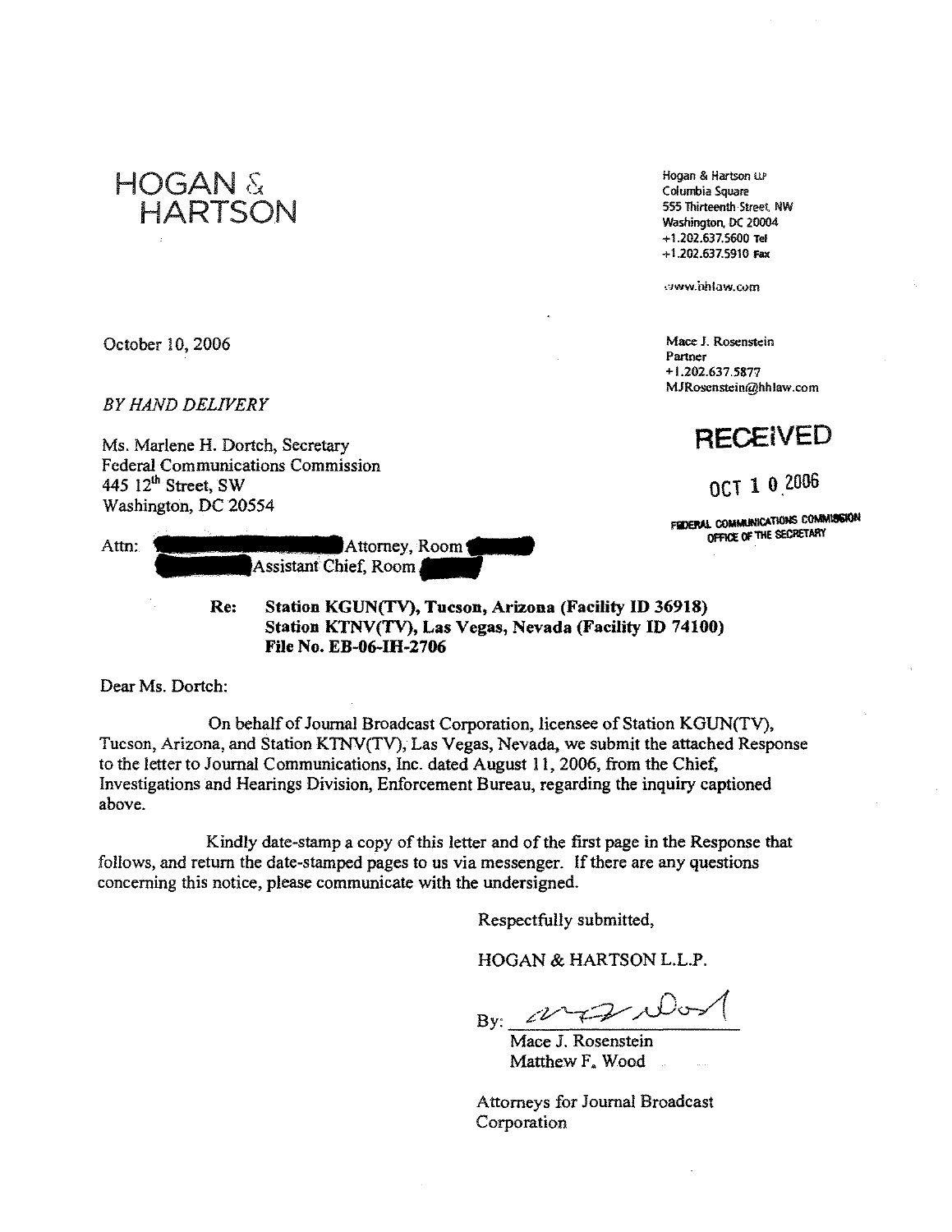# HOGAN & HARTSON

Hogan & Hartson LLP
Columbia Square
555 Thirteenth Street, NW
Washington, DC 20004
+1.202.637.5600 Tel
+1.202.637.5910 Fax

www.hhlaw.com

October 10, 2006

Mace J. Rosenstein
Partner
+1.202.637.5877
MJRosenstein@hhlaw.com

*BY HAND DELIVERY*

**RECEIVED**

OCT 10 2006

FEDERAL COMMUNICATIONS COMMISSION
OFFICE OF THE SECRETARY

Ms. Marlene H. Dortch, Secretary
Federal Communications Commission
445 12th Street, SW
Washington, DC 20554

Attn: [REDACTED] Attorney, Room [REDACTED]
[REDACTED] Assistant Chief, Room [REDACTED]

Re: **Station KGUN(TV), Tucson, Arizona (Facility ID 36918)**
**Station KTNV(TV), Las Vegas, Nevada (Facility ID 74100)**
**File No. EB-06-IH-2706**

Dear Ms. Dortch:

On behalf of Journal Broadcast Corporation, licensee of Station KGUN(TV), Tucson, Arizona, and Station KTNV(TV), Las Vegas, Nevada, we submit the attached Response to the letter to Journal Communications, Inc. dated August 11, 2006, from the Chief, Investigations and Hearings Division, Enforcement Bureau, regarding the inquiry captioned above.

Kindly date-stamp a copy of this letter and of the first page in the Response that follows, and return the date-stamped pages to us via messenger. If there are any questions concerning this notice, please communicate with the undersigned.

Respectfully submitted,

HOGAN & HARTSON L.L.P.

By: ____________________
Mace J. Rosenstein
Matthew F. Wood

Attorneys for Journal Broadcast Corporation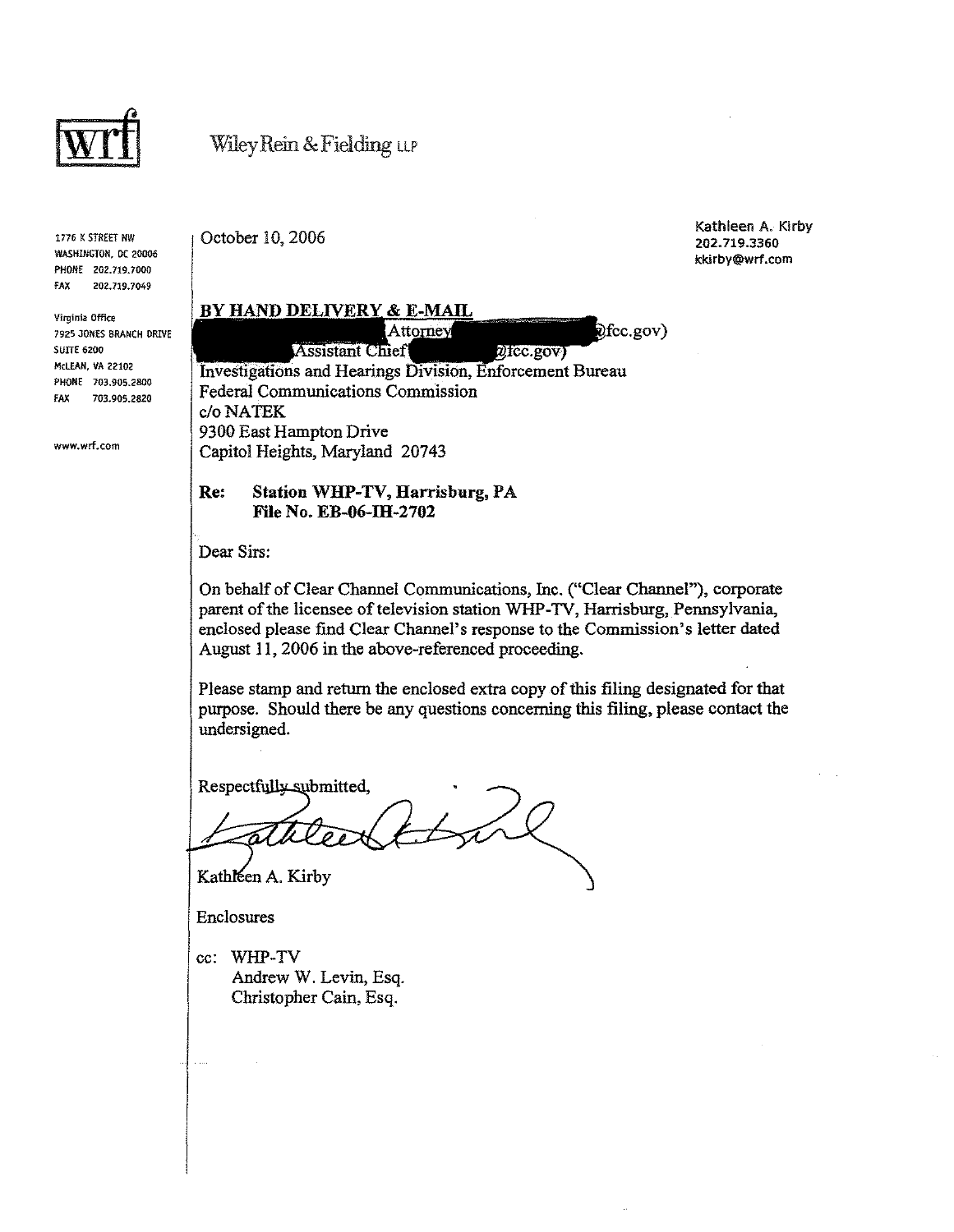# wrf

Wiley Rein & Fielding LLP

1776 K STREET NW
WASHINGTON, DC 20006
PHONE 202.719.7000
FAX 202.719.7049

Virginia Office
7925 JONES BRANCH DRIVE
SUITE 6200
McLEAN, VA 22102
PHONE 703.905.2800
FAX 703.905.2820

www.wrf.com

October 10, 2006

Kathleen A. Kirby
202.719.3360
kkirby@wrf.com

**BY HAND DELIVERY & E-MAIL**

[REDACTED] Attorney [REDACTED]@fcc.gov)
[REDACTED] Assistant Chief [REDACTED]@fcc.gov)
Investigations and Hearings Division, Enforcement Bureau
Federal Communications Commission
c/o NATEK
9300 East Hampton Drive
Capitol Heights, Maryland 20743

**Re: Station WHP-TV, Harrisburg, PA**
**File No. EB-06-IH-2702**

Dear Sirs:

On behalf of Clear Channel Communications, Inc. ("Clear Channel"), corporate parent of the licensee of television station WHP-TV, Harrisburg, Pennsylvania, enclosed please find Clear Channel's response to the Commission's letter dated August 11, 2006 in the above-referenced proceeding.

Please stamp and return the enclosed extra copy of this filing designated for that purpose. Should there be any questions concerning this filing, please contact the undersigned.

Respectfully submitted,

Kathleen A. Kirby

Enclosures

cc: WHP-TV
Andrew W. Levin, Esq.
Christopher Cain, Esq.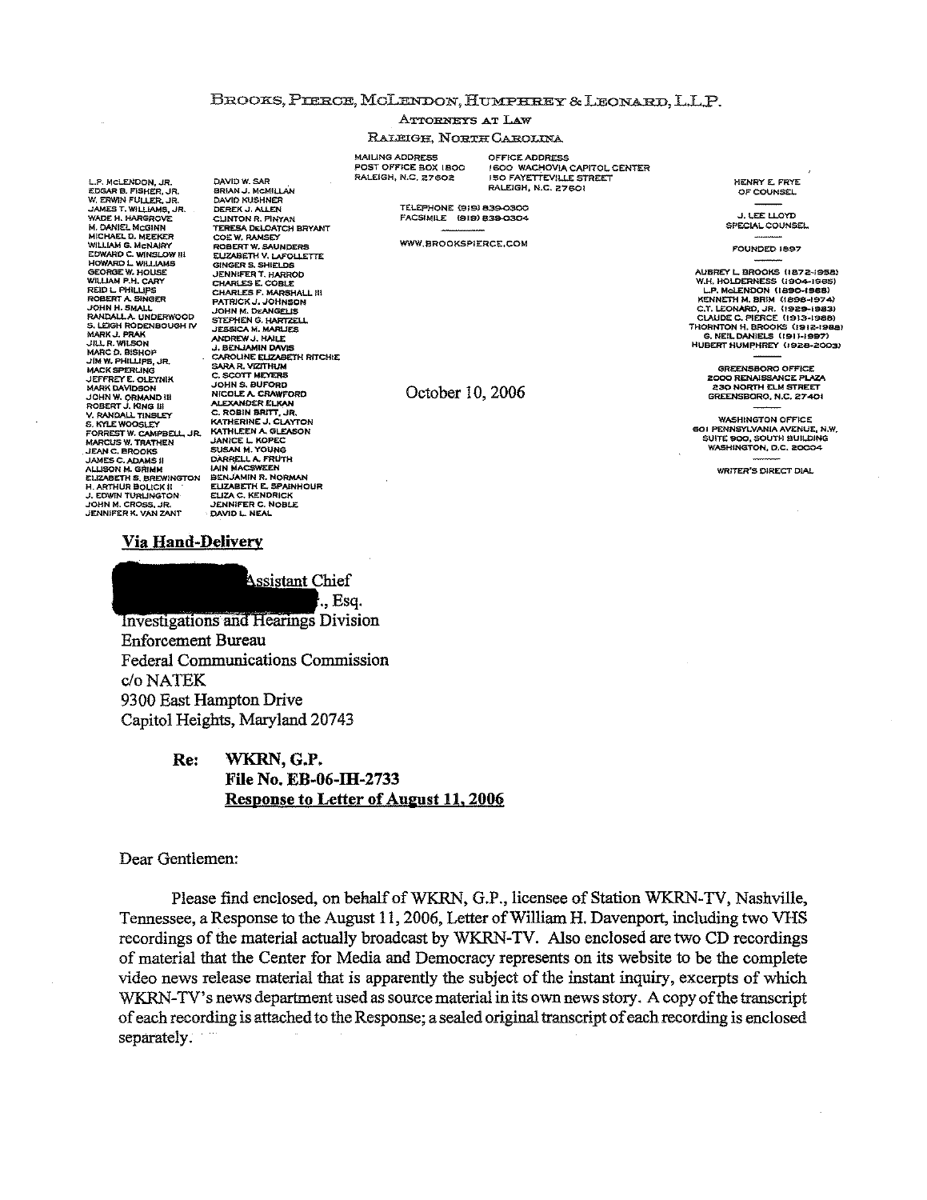BROOKS, PIERCE, MCLENDON, HUMPHREY & LEONARD, L.L.P.

ATTORNEYS AT LAW

RALEIGH, NORTH CAROLINA

L.P. MCLENDON, JR.
EDGAR B. FISHER, JR.
W. ERWIN FULLER, JR.
JAMES T. WILLIAMS, JR.
WADE H. HARGROVE
M. DANIEL MCGINN
MICHAEL D. MEEKER
WILLIAM G. MCNAIRY
EDWARD C. WINSLOW III
HOWARD L. WILLIAMS
GEORGE W. HOUSE
WILLIAM P.H. CARY
REID L. PHILLIPS
ROBERT A. SINGER
JOHN H. SMALL
RANDALL A. UNDERWOOD
S. LEIGH RODENBOUGH IV
MARK J. PRAK
JILL R. WILSON
MARC D. BISHOP
JIM W. PHILLIPS, JR.
MACK SPERLING
JEFFREY E. OLEYNIK
MARK DAVIDSON
JOHN W. ORMAND III
ROBERT J. KING III
V. RANDALL TINSLEY
S. KYLE WOOSLEY
FORREST W. CAMPBELL, JR.
MARCUS W. TRATHEN
JEAN C. BROOKS
JAMES C. ADAMS II
ALLISON M. GRIMM
ELIZABETH S. BREWINGTON
H. ARTHUR BOLICK II
J. EDWIN TURLINGTON
JOHN M. CROSS, JR.
JENNIFER K. VAN ZANT

DAVID W. SAR
BRIAN J. MCMILLAN
DAVID KUSHNER
DEREK J. ALLEN
CLINTON R. PINYAN
TERESA DELOATCH BRYANT
COE W. RAMSEY
ROBERT W. SAUNDERS
ELIZABETH V. LAFOLLETTE
GINGER S. SHIELDS
JENNIFER T. HARROD
CHARLES E. COBLE
CHARLES F. MARSHALL III
PATRICK J. JOHNSON
JOHN M. DEANGELIS
STEPHEN G. HARTZELL
JESSICA M. MARLIES
ANDREW J. HAILE
J. BENJAMIN DAVIS
CAROLINE ELIZABETH RITCHIE
SARA R. VIZITHUM
C. SCOTT MEYERS
JOHN S. BUFORD
NICOLE A. CRAWFORD
ALEXANDER ELKAN
C. ROBIN BRITT, JR.
KATHERINE J. CLAYTON
KATHLEEN A. GLEASON
JANICE L. KOPEC
SUSAN M. YOUNG
DARRELL A. FRUTH
IAIN MACSWEEN
BENJAMIN R. NORMAN
ELIZABETH E. SPAINHOUR
ELIZA C. KENDRICK
JENNIFER C. NOBLE
DAVID L. NEAL

MAILING ADDRESS
POST OFFICE BOX 1800
RALEIGH, N.C. 27602

OFFICE ADDRESS
1600 WACHOVIA CAPITOL CENTER
150 FAYETTEVILLE STREET
RALEIGH, N.C. 27601

TELEPHONE (919) 839-0300
FACSIMILE (919) 839-0304

WWW.BROOKSPIERCE.COM

HENRY E. FRYE
OF COUNSEL

J. LEE LLOYD
SPECIAL COUNSEL

FOUNDED 1897

AUBREY L. BROOKS (1872-1958)
W.H. HOLDERNESS (1904-1965)
L.P. MCLENDON (1890-1968)
KENNETH M. BRIM (1898-1974)
C.T. LEONARD, JR. (1929-1983)
CLAUDE C. PIERCE (1913-1988)
THORNTON H. BROOKS (1912-1988)
G. NEIL DANIELS (1911-1997)
HUBERT HUMPHREY (1928-2003)

GREENSBORO OFFICE
2000 RENAISSANCE PLAZA
230 NORTH ELM STREET
GREENSBORO, N.C. 27401

WASHINGTON OFFICE
601 PENNSYLVANIA AVENUE, N.W.
SUITE 900, SOUTH BUILDING
WASHINGTON, D.C. 20004

WRITER'S DIRECT DIAL

October 10, 2006

**Via Hand-Delivery**

[REDACTED] Assistant Chief
[REDACTED], Esq.
Investigations and Hearings Division
Enforcement Bureau
Federal Communications Commission
c/o NATEK
9300 East Hampton Drive
Capitol Heights, Maryland 20743

**Re: WKRN, G.P.**
**File No. EB-06-IH-2733**
**Response to Letter of August 11, 2006**

Dear Gentlemen:

Please find enclosed, on behalf of WKRN, G.P., licensee of Station WKRN-TV, Nashville, Tennessee, a Response to the August 11, 2006, Letter of William H. Davenport, including two VHS recordings of the material actually broadcast by WKRN-TV. Also enclosed are two CD recordings of material that the Center for Media and Democracy represents on its website to be the complete video news release material that is apparently the subject of the instant inquiry, excerpts of which WKRN-TV's news department used as source material in its own news story. A copy of the transcript of each recording is attached to the Response; a sealed original transcript of each recording is enclosed separately.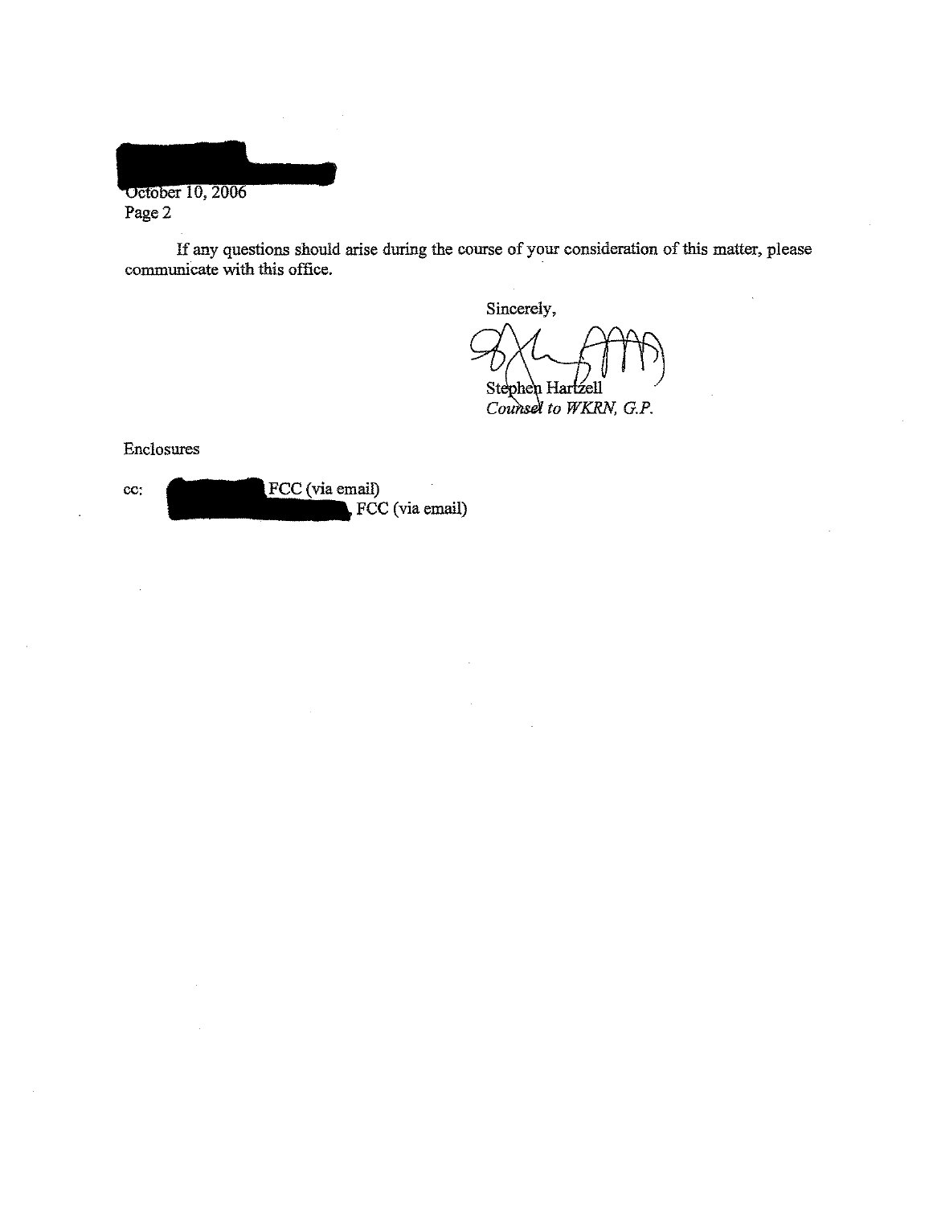October 10, 2006
Page 2

If any questions should arise during the course of your consideration of this matter, please communicate with this office.

Sincerely,

Stephen Hartzell
*Counsel to WKRN, G.P.*

Enclosures

cc: FCC (via email)
FCC (via email)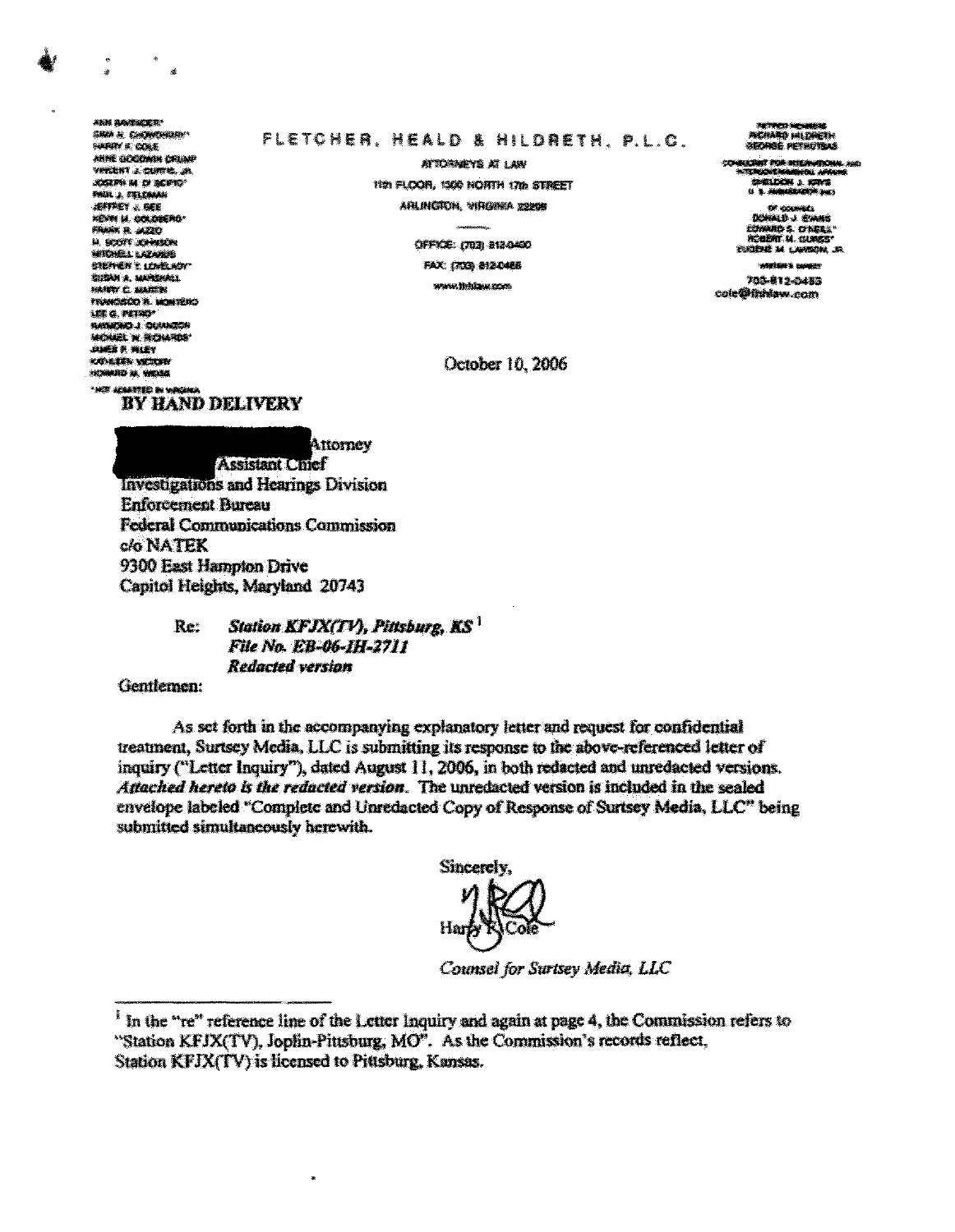ANN BAVENDER*
ANNA N. CHOWDHURY*
HARRY F. COLE
ANNE GOODWIN CRUMP
VINCENT J. CURTIS, JR.
JOSEPH M. DI SCIPIO*
PAUL J. FELDMAN
JEFFREY J. GEE
KEVIN M. GOLDBERG*
FRANK R. JAZZO
M. SCOTT JOHNSON
MITCHELL LAZARUS
STEPHEN T. LOVELADY*
SUSAN A. MARSHALL
HARRY C. MARTIN
FRANCISCO R. MONTERO
LEE G. PETRO*
RAYMOND J. QUIANZON
MICHAEL W. RICHARDS*
JAMES P. RILEY
KATHLEEN VICTORY
HOWARD M. WEISS

*NOT ADMITTED IN VIRGINIA

# FLETCHER, HEALD & HILDRETH, P.L.C.

ATTORNEYS AT LAW
11th FLOOR, 1300 NORTH 17th STREET
ARLINGTON, VIRGINIA 22209

OFFICE: (703) 812-0400
FAX: (703) 812-0486
www.fhhlaw.com

RETIRED MEMBERS
RICHARD HILDRETH
GEORGE PETRUTSAS

CONSULTANT FOR INTERNATIONAL AND INTERGOVERNMENTAL AFFAIRS
SHELDON J. KRYS
U. S. AMBASSADOR (ret.)

OF COUNSEL
DONALD J. EVANS
EDWARD S. O'NEILL*
ROBERT M. GURSS*
EUGENE M. LAWSON, JR.

WRITER'S DIRECT
703-812-0483
cole@fhhlaw.com

October 10, 2006

**BY HAND DELIVERY**

[REDACTED] Attorney
Assistant Chief
Investigations and Hearings Division
Enforcement Bureau
Federal Communications Commission
c/o NATEK
9300 East Hampton Drive
Capitol Heights, Maryland 20743

Re: ***Station KFJX(TV), Pittsburg, KS*** [1]
***File No. EB-06-IH-2711***
***Redacted version***

Gentlemen:

As set forth in the accompanying explanatory letter and request for confidential treatment, Surtsey Media, LLC is submitting its response to the above-referenced letter of inquiry ("Letter Inquiry"), dated August 11, 2006, in both redacted and unredacted versions. ***Attached hereto is the redacted version.*** The unredacted version is included in the sealed envelope labeled "Complete and Unredacted Copy of Response of Surtsey Media, LLC" being submitted simultaneously herewith.

Sincerely,

Harry F. Cole

*Counsel for Surtsey Media, LLC*

---

[1] In the "re" reference line of the Letter Inquiry and again at page 4, the Commission refers to "Station KFJX(TV), Joplin-Pittsburg, MO". As the Commission's records reflect, Station KFJX(TV) is licensed to Pittsburg, Kansas.